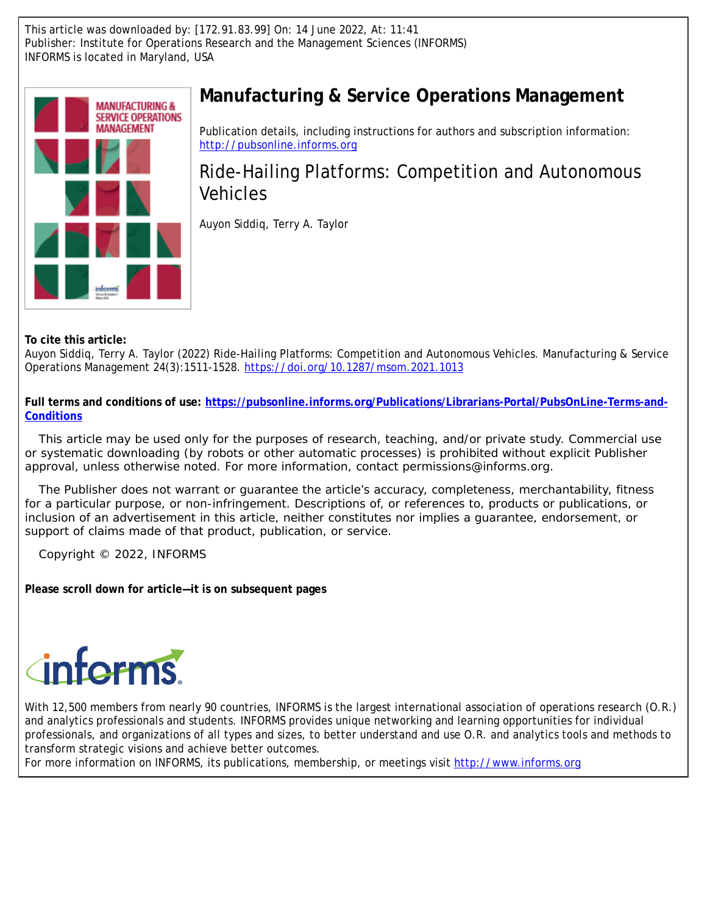This article was downloaded by: [172.91.83.99] On: 14 June 2022, At: 11:41
Publisher: Institute for Operations Research and the Management Sciences (INFORMS)
INFORMS is located in Maryland, USA

# Manufacturing & Service Operations Management

Publication details, including instructions for authors and subscription information:
http://pubsonline.informs.org

## Ride-Hailing Platforms: Competition and Autonomous Vehicles

Auyon Siddiq, Terry A. Taylor

**To cite this article:**
Auyon Siddiq, Terry A. Taylor (2022) Ride-Hailing Platforms: Competition and Autonomous Vehicles. Manufacturing & Service Operations Management 24(3):1511-1528. https://doi.org/10.1287/msom.2021.1013

**Full terms and conditions of use: https://pubsonline.informs.org/Publications/Librarians-Portal/PubsOnLine-Terms-and-Conditions**

This article may be used only for the purposes of research, teaching, and/or private study. Commercial use or systematic downloading (by robots or other automatic processes) is prohibited without explicit Publisher approval, unless otherwise noted. For more information, contact permissions@informs.org.

The Publisher does not warrant or guarantee the article's accuracy, completeness, merchantability, fitness for a particular purpose, or non-infringement. Descriptions of, or references to, products or publications, or inclusion of an advertisement in this article, neither constitutes nor implies a guarantee, endorsement, or support of claims made of that product, publication, or service.

Copyright © 2022, INFORMS

**Please scroll down for article—it is on subsequent pages**

With 12,500 members from nearly 90 countries, INFORMS is the largest international association of operations research (O.R.) and analytics professionals and students. INFORMS provides unique networking and learning opportunities for individual professionals, and organizations of all types and sizes, to better understand and use O.R. and analytics tools and methods to transform strategic visions and achieve better outcomes.
For more information on INFORMS, its publications, membership, or meetings visit http://www.informs.org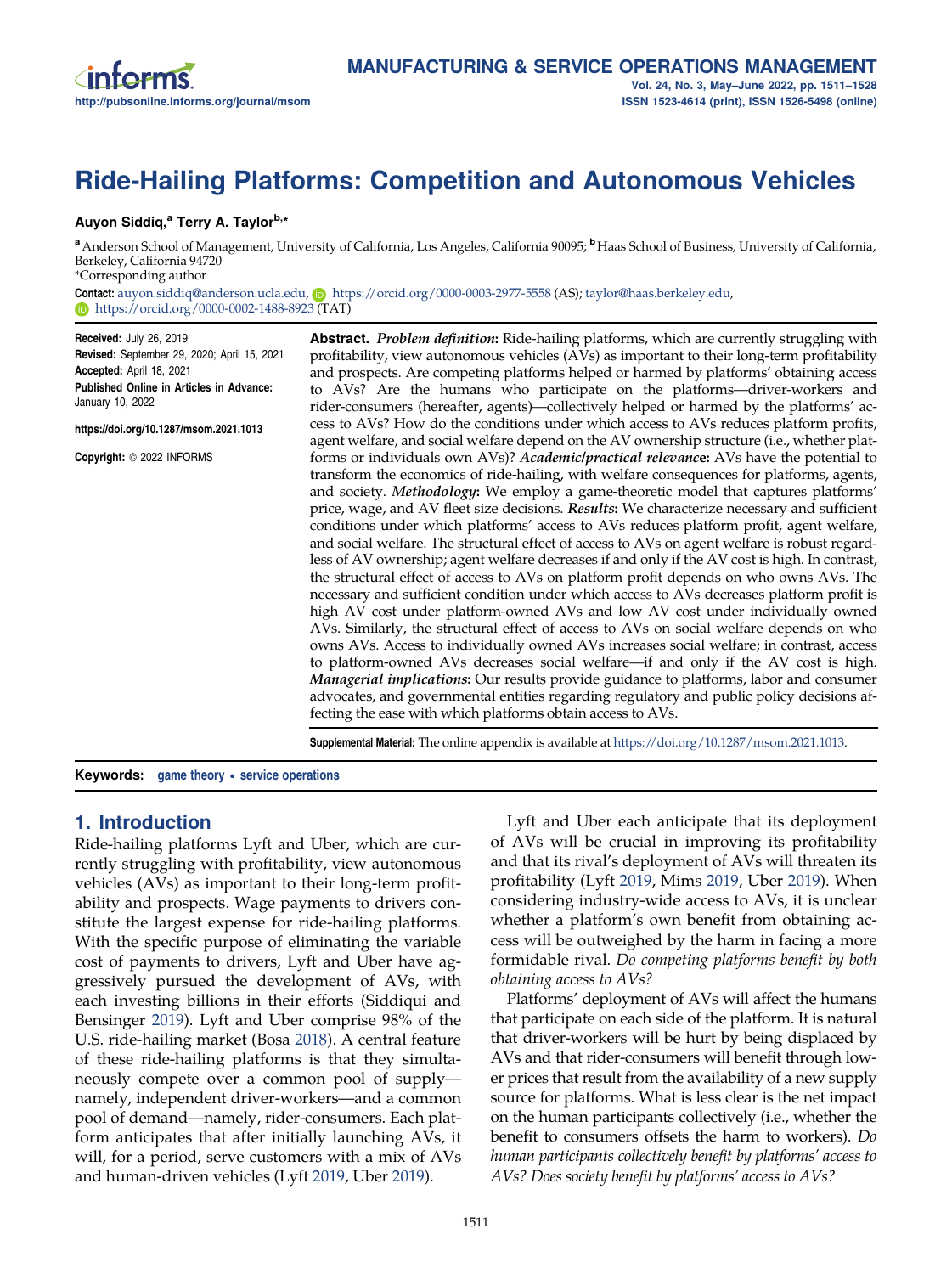# Ride-Hailing Platforms: Competition and Autonomous Vehicles

**Auyon Siddiq,[a] Terry A. Taylor[b,*]**

[a] Anderson School of Management, University of California, Los Angeles, California 90095; [b] Haas School of Business, University of California, Berkeley, California 94720

*Corresponding author

**Contact:** auyon.siddiq@anderson.ucla.edu, https://orcid.org/0000-0003-2977-5558 (AS); taylor@haas.berkeley.edu, https://orcid.org/0000-0002-1488-8923 (TAT)

**Received:** July 26, 2019
**Revised:** September 29, 2020; April 15, 2021
**Accepted:** April 18, 2021
**Published Online in Articles in Advance:** January 10, 2022

https://doi.org/10.1287/msom.2021.1013

**Copyright:** © 2022 INFORMS

**Abstract.** ***Problem definition*:** Ride-hailing platforms, which are currently struggling with profitability, view autonomous vehicles (AVs) as important to their long-term profitability and prospects. Are competing platforms helped or harmed by platforms' obtaining access to AVs? Are the humans who participate on the platforms—driver-workers and rider-consumers (hereafter, agents)—collectively helped or harmed by the platforms' access to AVs? How do the conditions under which access to AVs reduces platform profits, agent welfare, and social welfare depend on the AV ownership structure (i.e., whether platforms or individuals own AVs)? ***Academic/practical relevance*:** AVs have the potential to transform the economics of ride-hailing, with welfare consequences for platforms, agents, and society. ***Methodology*:** We employ a game-theoretic model that captures platforms' price, wage, and AV fleet size decisions. ***Results*:** We characterize necessary and sufficient conditions under which platforms' access to AVs reduces platform profit, agent welfare, and social welfare. The structural effect of access to AVs on agent welfare is robust regardless of AV ownership; agent welfare decreases if and only if the AV cost is high. In contrast, the structural effect of access to AVs on platform profit depends on who owns AVs. The necessary and sufficient condition under which access to AVs decreases platform profit is high AV cost under platform-owned AVs and low AV cost under individually owned AVs. Similarly, the structural effect of access to AVs on social welfare depends on who owns AVs. Access to individually owned AVs increases social welfare; in contrast, access to platform-owned AVs decreases social welfare—if and only if the AV cost is high. ***Managerial implications*:** Our results provide guidance to platforms, labor and consumer advocates, and governmental entities regarding regulatory and public policy decisions affecting the ease with which platforms obtain access to AVs.

**Supplemental Material:** The online appendix is available at https://doi.org/10.1287/msom.2021.1013.

**Keywords:** game theory • service operations

## 1. Introduction

Ride-hailing platforms Lyft and Uber, which are currently struggling with profitability, view autonomous vehicles (AVs) as important to their long-term profitability and prospects. Wage payments to drivers constitute the largest expense for ride-hailing platforms. With the specific purpose of eliminating the variable cost of payments to drivers, Lyft and Uber have aggressively pursued the development of AVs, with each investing billions in their efforts (Siddiqui and Bensinger 2019). Lyft and Uber comprise 98% of the U.S. ride-hailing market (Bosa 2018). A central feature of these ride-hailing platforms is that they simultaneously compete over a common pool of supply—namely, independent driver-workers—and a common pool of demand—namely, rider-consumers. Each platform anticipates that after initially launching AVs, it will, for a period, serve customers with a mix of AVs and human-driven vehicles (Lyft 2019, Uber 2019).

Lyft and Uber each anticipate that its deployment of AVs will be crucial in improving its profitability and that its rival's deployment of AVs will threaten its profitability (Lyft 2019, Mims 2019, Uber 2019). When considering industry-wide access to AVs, it is unclear whether a platform's own benefit from obtaining access will be outweighed by the harm in facing a more formidable rival. *Do competing platforms benefit by both obtaining access to AVs?*

Platforms' deployment of AVs will affect the humans that participate on each side of the platform. It is natural that driver-workers will be hurt by being displaced by AVs and that rider-consumers will benefit through lower prices that result from the availability of a new supply source for platforms. What is less clear is the net impact on the human participants collectively (i.e., whether the benefit to consumers offsets the harm to workers). *Do human participants collectively benefit by platforms' access to AVs? Does society benefit by platforms' access to AVs?*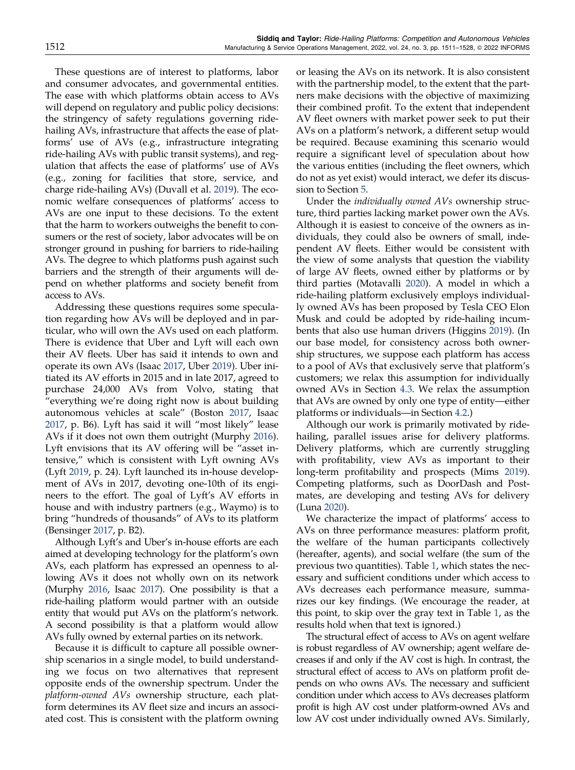These questions are of interest to platforms, labor and consumer advocates, and governmental entities. The ease with which platforms obtain access to AVs will depend on regulatory and public policy decisions: the stringency of safety regulations governing ride-hailing AVs, infrastructure that affects the ease of platforms' use of AVs (e.g., infrastructure integrating ride-hailing AVs with public transit systems), and regulation that affects the ease of platforms' use of AVs (e.g., zoning for facilities that store, service, and charge ride-hailing AVs) (Duvall et al. 2019). The economic welfare consequences of platforms' access to AVs are one input to these decisions. To the extent that the harm to workers outweighs the benefit to consumers or the rest of society, labor advocates will be on stronger ground in pushing for barriers to ride-hailing AVs. The degree to which platforms push against such barriers and the strength of their arguments will depend on whether platforms and society benefit from access to AVs.

Addressing these questions requires some speculation regarding how AVs will be deployed and in particular, who will own the AVs used on each platform. There is evidence that Uber and Lyft will each own their AV fleets. Uber has said it intends to own and operate its own AVs (Isaac 2017, Uber 2019). Uber initiated its AV efforts in 2015 and in late 2017, agreed to purchase 24,000 AVs from Volvo, stating that "everything we're doing right now is about building autonomous vehicles at scale" (Boston 2017, Isaac 2017, p. B6). Lyft has said it will "most likely" lease AVs if it does not own them outright (Murphy 2016). Lyft envisions that its AV offering will be "asset intensive," which is consistent with Lyft owning AVs (Lyft 2019, p. 24). Lyft launched its in-house development of AVs in 2017, devoting one-10th of its engineers to the effort. The goal of Lyft's AV efforts in house and with industry partners (e.g., Waymo) is to bring "hundreds of thousands" of AVs to its platform (Bensinger 2017, p. B2).

Although Lyft's and Uber's in-house efforts are each aimed at developing technology for the platform's own AVs, each platform has expressed an openness to allowing AVs it does not wholly own on its network (Murphy 2016, Isaac 2017). One possibility is that a ride-hailing platform would partner with an outside entity that would put AVs on the platform's network. A second possibility is that a platform would allow AVs fully owned by external parties on its network.

Because it is difficult to capture all possible ownership scenarios in a single model, to build understanding we focus on two alternatives that represent opposite ends of the ownership spectrum. Under the *platform-owned AVs* ownership structure, each platform determines its AV fleet size and incurs an associated cost. This is consistent with the platform owning or leasing the AVs on its network. It is also consistent with the partnership model, to the extent that the partners make decisions with the objective of maximizing their combined profit. To the extent that independent AV fleet owners with market power seek to put their AVs on a platform's network, a different setup would be required. Because examining this scenario would require a significant level of speculation about how the various entities (including the fleet owners, which do not as yet exist) would interact, we defer its discussion to Section 5.

Under the *individually owned AVs* ownership structure, third parties lacking market power own the AVs. Although it is easiest to conceive of the owners as individuals, they could also be owners of small, independent AV fleets. Either would be consistent with the view of some analysts that question the viability of large AV fleets, owned either by platforms or by third parties (Motavalli 2020). A model in which a ride-hailing platform exclusively employs individually owned AVs has been proposed by Tesla CEO Elon Musk and could be adopted by ride-hailing incumbents that also use human drivers (Higgins 2019). (In our base model, for consistency across both ownership structures, we suppose each platform has access to a pool of AVs that exclusively serve that platform's customers; we relax this assumption for individually owned AVs in Section 4.3. We relax the assumption that AVs are owned by only one type of entity—either platforms or individuals—in Section 4.2.)

Although our work is primarily motivated by ride-hailing, parallel issues arise for delivery platforms. Delivery platforms, which are currently struggling with profitability, view AVs as important to their long-term profitability and prospects (Mims 2019). Competing platforms, such as DoorDash and Postmates, are developing and testing AVs for delivery (Luna 2020).

We characterize the impact of platforms' access to AVs on three performance measures: platform profit, the welfare of the human participants collectively (hereafter, agents), and social welfare (the sum of the previous two quantities). Table 1, which states the necessary and sufficient conditions under which access to AVs decreases each performance measure, summarizes our key findings. (We encourage the reader, at this point, to skip over the gray text in Table 1, as the results hold when that text is ignored.)

The structural effect of access to AVs on agent welfare is robust regardless of AV ownership; agent welfare decreases if and only if the AV cost is high. In contrast, the structural effect of access to AVs on platform profit depends on who owns AVs. The necessary and sufficient condition under which access to AVs decreases platform profit is high AV cost under platform-owned AVs and low AV cost under individually owned AVs. Similarly,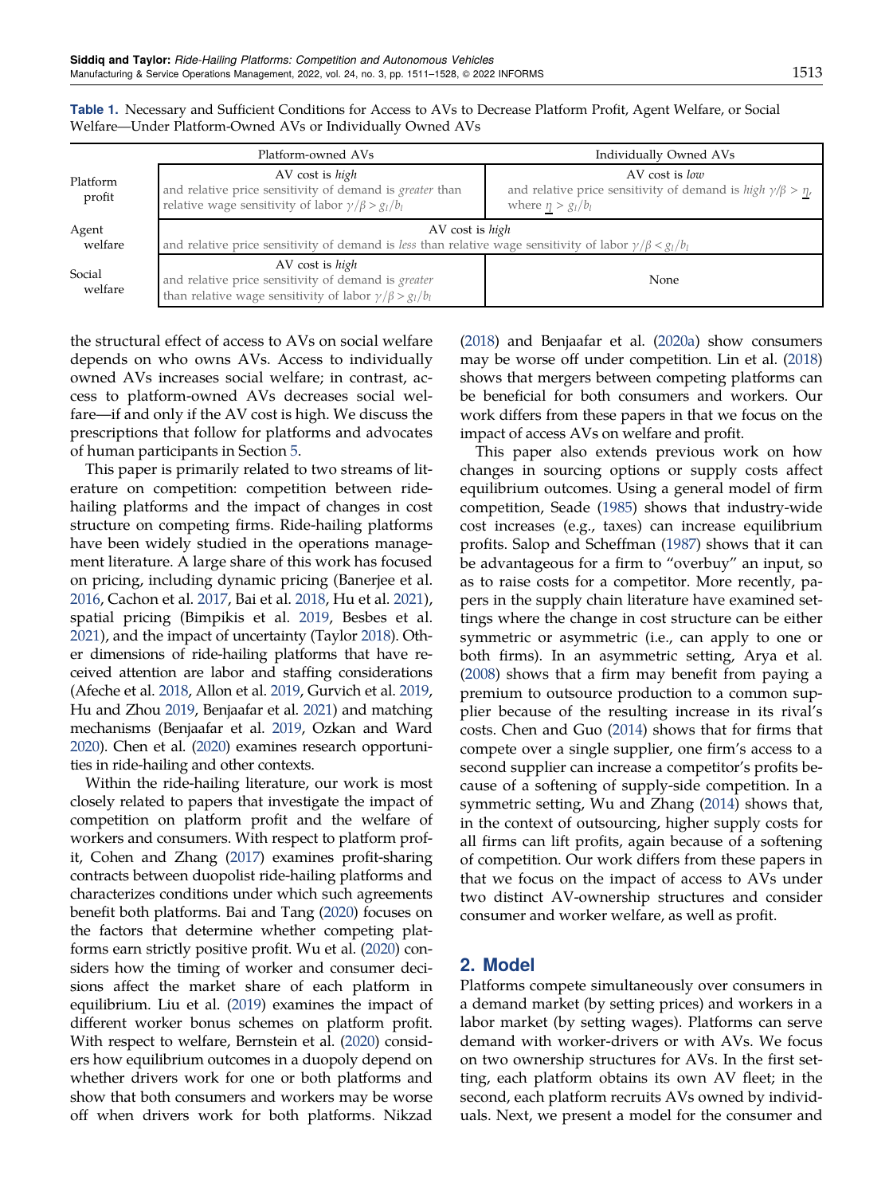**Table 1.** Necessary and Sufficient Conditions for Access to AVs to Decrease Platform Profit, Agent Welfare, or Social Welfare—Under Platform-Owned AVs or Individually Owned AVs

| | Platform-owned AVs | Individually Owned AVs |
|---|---|---|
| Platform profit | AV cost is *high* and relative price sensitivity of demand is *greater* than relative wage sensitivity of labor $\gamma/\beta > g_l/b_l$ | AV cost is *low* and relative price sensitivity of demand is *high* $\gamma/\beta > \underline{\eta}$, where $\underline{\eta} > g_l/b_l$ |
| Agent welfare | AV cost is *high* and relative price sensitivity of demand is *less* than relative wage sensitivity of labor $\gamma/\beta < g_l/b_l$ | |
| Social welfare | AV cost is *high* and relative price sensitivity of demand is *greater* than relative wage sensitivity of labor $\gamma/\beta > g_l/b_l$ | None |

the structural effect of access to AVs on social welfare depends on who owns AVs. Access to individually owned AVs increases social welfare; in contrast, access to platform-owned AVs decreases social welfare—if and only if the AV cost is high. We discuss the prescriptions that follow for platforms and advocates of human participants in Section 5.

This paper is primarily related to two streams of literature on competition: competition between ride-hailing platforms and the impact of changes in cost structure on competing firms. Ride-hailing platforms have been widely studied in the operations management literature. A large share of this work has focused on pricing, including dynamic pricing (Banerjee et al. 2016, Cachon et al. 2017, Bai et al. 2018, Hu et al. 2021), spatial pricing (Bimpikis et al. 2019, Besbes et al. 2021), and the impact of uncertainty (Taylor 2018). Other dimensions of ride-hailing platforms that have received attention are labor and staffing considerations (Afeche et al. 2018, Allon et al. 2019, Gurvich et al. 2019, Hu and Zhou 2019, Benjaafar et al. 2021) and matching mechanisms (Benjaafar et al. 2019, Ozkan and Ward 2020). Chen et al. (2020) examines research opportunities in ride-hailing and other contexts.

Within the ride-hailing literature, our work is most closely related to papers that investigate the impact of competition on platform profit and the welfare of workers and consumers. With respect to platform profit, Cohen and Zhang (2017) examines profit-sharing contracts between duopolist ride-hailing platforms and characterizes conditions under which such agreements benefit both platforms. Bai and Tang (2020) focuses on the factors that determine whether competing platforms earn strictly positive profit. Wu et al. (2020) considers how the timing of worker and consumer decisions affect the market share of each platform in equilibrium. Liu et al. (2019) examines the impact of different worker bonus schemes on platform profit. With respect to welfare, Bernstein et al. (2020) considers how equilibrium outcomes in a duopoly depend on whether drivers work for one or both platforms and show that both consumers and workers may be worse off when drivers work for both platforms. Nikzad (2018) and Benjaafar et al. (2020a) show consumers may be worse off under competition. Lin et al. (2018) shows that mergers between competing platforms can be beneficial for both consumers and workers. Our work differs from these papers in that we focus on the impact of access AVs on welfare and profit.

This paper also extends previous work on how changes in sourcing options or supply costs affect equilibrium outcomes. Using a general model of firm competition, Seade (1985) shows that industry-wide cost increases (e.g., taxes) can increase equilibrium profits. Salop and Scheffman (1987) shows that it can be advantageous for a firm to "overbuy" an input, so as to raise costs for a competitor. More recently, papers in the supply chain literature have examined settings where the change in cost structure can be either symmetric or asymmetric (i.e., can apply to one or both firms). In an asymmetric setting, Arya et al. (2008) shows that a firm may benefit from paying a premium to outsource production to a common supplier because of the resulting increase in its rival's costs. Chen and Guo (2014) shows that for firms that compete over a single supplier, one firm's access to a second supplier can increase a competitor's profits because of a softening of supply-side competition. In a symmetric setting, Wu and Zhang (2014) shows that, in the context of outsourcing, higher supply costs for all firms can lift profits, again because of a softening of competition. Our work differs from these papers in that we focus on the impact of access to AVs under two distinct AV-ownership structures and consider consumer and worker welfare, as well as profit.

## 2. Model

Platforms compete simultaneously over consumers in a demand market (by setting prices) and workers in a labor market (by setting wages). Platforms can serve demand with worker-drivers or with AVs. We focus on two ownership structures for AVs. In the first setting, each platform obtains its own AV fleet; in the second, each platform recruits AVs owned by individuals. Next, we present a model for the consumer and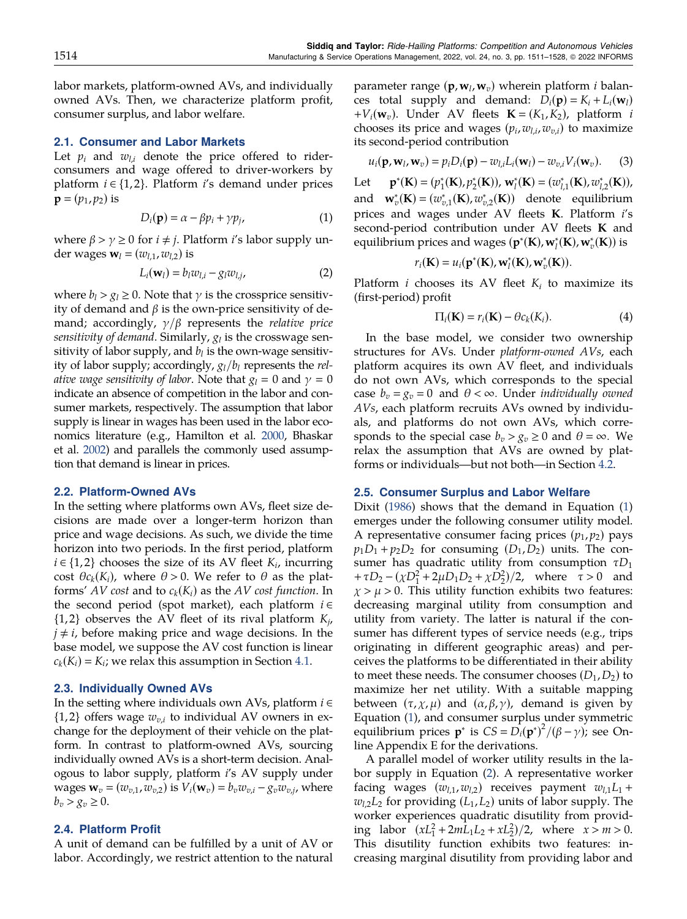labor markets, platform-owned AVs, and individually owned AVs. Then, we characterize platform profit, consumer surplus, and labor welfare.

### 2.1. Consumer and Labor Markets

Let $p_i$ and $w_{l,i}$ denote the price offered to rider-consumers and wage offered to driver-workers by platform $i \in \{1, 2\}$. Platform $i$'s demand under prices $\mathbf{p} = (p_1, p_2)$ is

$$D_i(\mathbf{p}) = \alpha - \beta p_i + \gamma p_j, \tag{1}$$

where $\beta > \gamma \geq 0$ for $i \neq j$. Platform $i$'s labor supply under wages $\mathbf{w}_l = (w_{l,1}, w_{l,2})$ is

$$L_i(\mathbf{w}_l) = b_l w_{l,i} - g_l w_{l,j}, \tag{2}$$

where $b_l > g_l \geq 0$. Note that $\gamma$ is the crossprice sensitivity of demand and $\beta$ is the own-price sensitivity of demand; accordingly, $\gamma/\beta$ represents the *relative price sensitivity of demand*. Similarly, $g_l$ is the crosswage sensitivity of labor supply, and $b_l$ is the own-wage sensitivity of labor supply; accordingly, $g_l/b_l$ represents the *relative wage sensitivity of labor*. Note that $g_l = 0$ and $\gamma = 0$ indicate an absence of competition in the labor and consumer markets, respectively. The assumption that labor supply is linear in wages has been used in the labor economics literature (e.g., Hamilton et al. 2000, Bhaskar et al. 2002) and parallels the commonly used assumption that demand is linear in prices.

### 2.2. Platform-Owned AVs

In the setting where platforms own AVs, fleet size decisions are made over a longer-term horizon than price and wage decisions. As such, we divide the time horizon into two periods. In the first period, platform $i \in \{1, 2\}$ chooses the size of its AV fleet $K_i$, incurring cost $\theta c_k(K_i)$, where $\theta > 0$. We refer to $\theta$ as the platforms' *AV cost* and to $c_k(K_i)$ as the *AV cost function*. In the second period (spot market), each platform $i \in \{1, 2\}$ observes the AV fleet of its rival platform $K_j$, $j \neq i$, before making price and wage decisions. In the base model, we suppose the AV cost function is linear $c_k(K_i) = K_i$; we relax this assumption in Section 4.1.

### 2.3. Individually Owned AVs

In the setting where individuals own AVs, platform $i \in \{1, 2\}$ offers wage $w_{v,i}$ to individual AV owners in exchange for the deployment of their vehicle on the platform. In contrast to platform-owned AVs, sourcing individually owned AVs is a short-term decision. Analogous to labor supply, platform $i$'s AV supply under wages $\mathbf{w}_v = (w_{v,1}, w_{v,2})$ is $V_i(\mathbf{w}_v) = b_v w_{v,i} - g_v w_{v,j}$, where $b_v > g_v \geq 0$.

### 2.4. Platform Profit

A unit of demand can be fulfilled by a unit of AV or labor. Accordingly, we restrict attention to the natural parameter range $(\mathbf{p}, \mathbf{w}_l, \mathbf{w}_v)$ wherein platform $i$ balances total supply and demand: $D_i(\mathbf{p}) = K_i + L_i(\mathbf{w}_l) + V_i(\mathbf{w}_v)$. Under AV fleets $\mathbf{K} = (K_1, K_2)$, platform $i$ chooses its price and wages $(p_i, w_{l,i}, w_{v,i})$ to maximize its second-period contribution

$$u_i(\mathbf{p}, \mathbf{w}_l, \mathbf{w}_v) = p_i D_i(\mathbf{p}) - w_{l,i} L_i(\mathbf{w}_l) - w_{v,i} V_i(\mathbf{w}_v). \tag{3}$$

Let $\mathbf{p}^*(\mathbf{K}) = (p_1^*(\mathbf{K}), p_2^*(\mathbf{K}))$, $\mathbf{w}_l^*(\mathbf{K}) = (w_{l,1}^*(\mathbf{K}), w_{l,2}^*(\mathbf{K}))$, and $\mathbf{w}_v^*(\mathbf{K}) = (w_{v,1}^*(\mathbf{K}), w_{v,2}^*(\mathbf{K}))$ denote equilibrium prices and wages under AV fleets $\mathbf{K}$. Platform $i$'s second-period contribution under AV fleets $\mathbf{K}$ and equilibrium prices and wages $(\mathbf{p}^*(\mathbf{K}), \mathbf{w}_l^*(\mathbf{K}), \mathbf{w}_v^*(\mathbf{K}))$ is

$$r_i(\mathbf{K}) = u_i(\mathbf{p}^*(\mathbf{K}), \mathbf{w}_l^*(\mathbf{K}), \mathbf{w}_v^*(\mathbf{K})).$$

Platform $i$ chooses its AV fleet $K_i$ to maximize its (first-period) profit

$$\Pi_i(\mathbf{K}) = r_i(\mathbf{K}) - \theta c_k(K_i). \tag{4}$$

In the base model, we consider two ownership structures for AVs. Under *platform-owned AVs*, each platform acquires its own AV fleet, and individuals do not own AVs, which corresponds to the special case $b_v = g_v = 0$ and $\theta < \infty$. Under *individually owned AVs*, each platform recruits AVs owned by individuals, and platforms do not own AVs, which corresponds to the special case $b_v > g_v \geq 0$ and $\theta = \infty$. We relax the assumption that AVs are owned by platforms or individuals—but not both—in Section 4.2.

### 2.5. Consumer Surplus and Labor Welfare

Dixit (1986) shows that the demand in Equation (1) emerges under the following consumer utility model. A representative consumer facing prices $(p_1, p_2)$ pays $p_1 D_1 + p_2 D_2$ for consuming $(D_1, D_2)$ units. The consumer has quadratic utility from consumption $\tau D_1 + \tau D_2 - (\chi D_1^2 + 2\mu D_1 D_2 + \chi D_2^2)/2$, where $\tau > 0$ and $\chi > \mu > 0$. This utility function exhibits two features: decreasing marginal utility from consumption and utility from variety. The latter is natural if the consumer has different types of service needs (e.g., trips originating in different geographic areas) and perceives the platforms to be differentiated in their ability to meet these needs. The consumer chooses $(D_1, D_2)$ to maximize her net utility. With a suitable mapping between $(\tau, \chi, \mu)$ and $(\alpha, \beta, \gamma)$, demand is given by Equation (1), and consumer surplus under symmetric equilibrium prices $\mathbf{p}^*$ is $CS = D_i(\mathbf{p}^*)^2/(\beta - \gamma)$; see Online Appendix E for the derivations.

A parallel model of worker utility results in the labor supply in Equation (2). A representative worker facing wages $(w_{l,1}, w_{l,2})$ receives payment $w_{l,1} L_1 + w_{l,2} L_2$ for providing $(L_1, L_2)$ units of labor supply. The worker experiences quadratic disutility from providing labor $(xL_1^2 + 2mL_1 L_2 + xL_2^2)/2$, where $x > m > 0$. This disutility function exhibits two features: increasing marginal disutility from providing labor and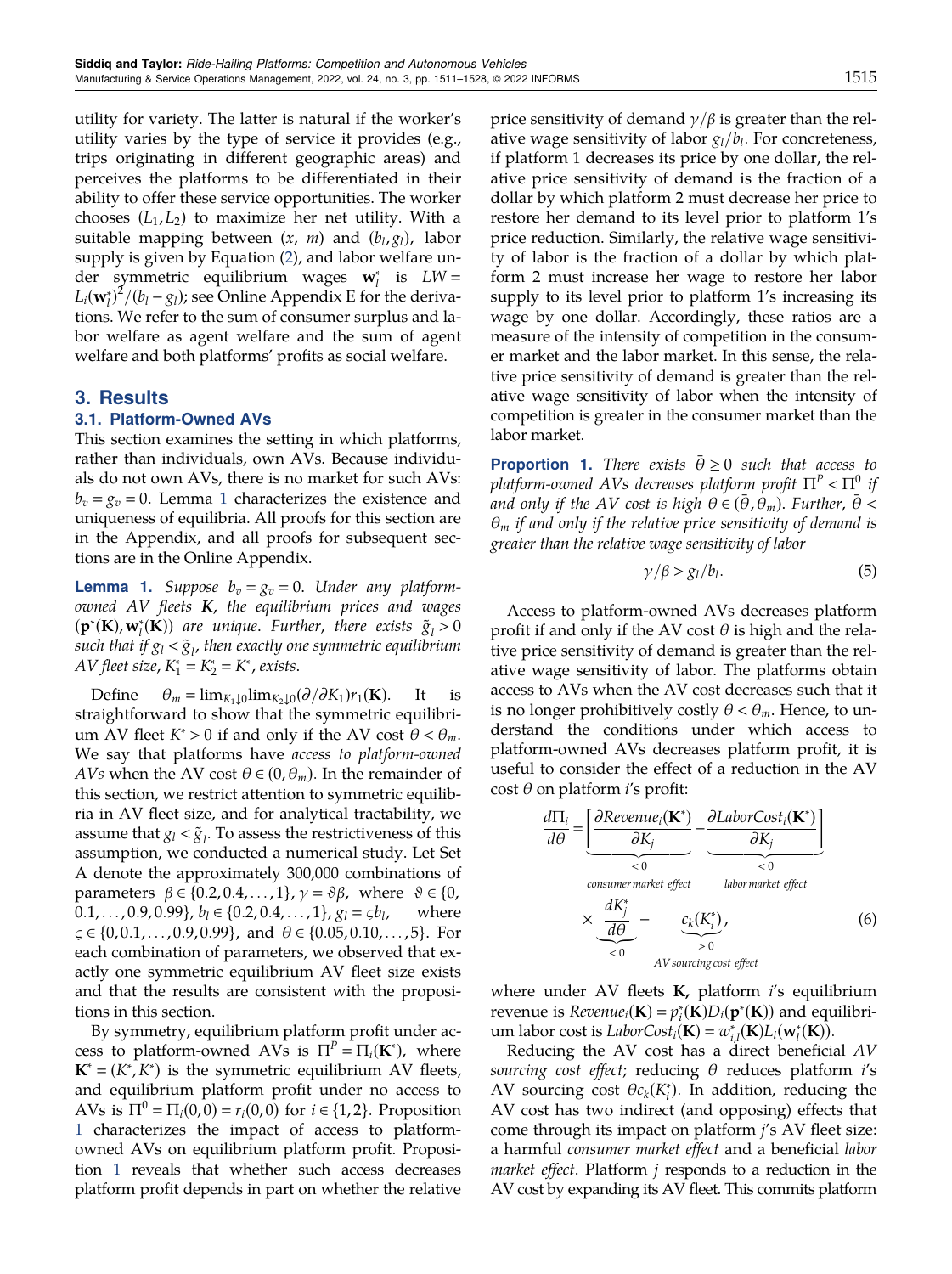utility for variety. The latter is natural if the worker's utility varies by the type of service it provides (e.g., trips originating in different geographic areas) and perceives the platforms to be differentiated in their ability to offer these service opportunities. The worker chooses $(L_1, L_2)$ to maximize her net utility. With a suitable mapping between $(x, m)$ and $(b_l, g_l)$, labor supply is given by Equation (2), and labor welfare under symmetric equilibrium wages $\mathbf{w}_l^*$ is $LW = L_i(\mathbf{w}_l^*)^2/(b_l - g_l)$; see Online Appendix E for the derivations. We refer to the sum of consumer surplus and labor welfare as agent welfare and the sum of agent welfare and both platforms' profits as social welfare.

## 3. Results

### 3.1. Platform-Owned AVs

This section examines the setting in which platforms, rather than individuals, own AVs. Because individuals do not own AVs, there is no market for such AVs: $b_v = g_v = 0$. Lemma 1 characterizes the existence and uniqueness of equilibria. All proofs for this section are in the Appendix, and all proofs for subsequent sections are in the Online Appendix.

**Lemma 1.** *Suppose $b_v = g_v = 0$. Under any platform-owned AV fleets $\mathbf{K}$, the equilibrium prices and wages $(\mathbf{p}^*(\mathbf{K}), \mathbf{w}_l^*(\mathbf{K}))$ are unique. Further, there exists $\tilde{g}_l > 0$ such that if $g_l < \tilde{g}_l$, then exactly one symmetric equilibrium AV fleet size, $K_1^* = K_2^* = K^*$, exists.*

Define $\theta_m = \lim_{K_1 \downarrow 0} \lim_{K_2 \downarrow 0} (\partial/\partial K_1) r_1(\mathbf{K})$. It is straightforward to show that the symmetric equilibrium AV fleet $K^* > 0$ if and only if the AV cost $\theta < \theta_m$. We say that platforms have *access to platform-owned AVs* when the AV cost $\theta \in (0, \theta_m)$. In the remainder of this section, we restrict attention to symmetric equilibria in AV fleet size, and for analytical tractability, we assume that $g_l < \tilde{g}_l$. To assess the restrictiveness of this assumption, we conducted a numerical study. Let Set A denote the approximately 300,000 combinations of parameters $\beta \in \{0.2, 0.4, \ldots, 1\}$, $\gamma = \vartheta\beta$, where $\vartheta \in \{0, 0.1, \ldots, 0.9, 0.99\}$, $b_l \in \{0.2, 0.4, \ldots, 1\}$, $g_l = \varsigma b_l$, where $\varsigma \in \{0, 0.1, \ldots, 0.9, 0.99\}$, and $\theta \in \{0.05, 0.10, \ldots, 5\}$. For each combination of parameters, we observed that exactly one symmetric equilibrium AV fleet size exists and that the results are consistent with the propositions in this section.

By symmetry, equilibrium platform profit under access to platform-owned AVs is $\Pi^P = \Pi_i(\mathbf{K}^*)$, where $\mathbf{K}^* = (K^*, K^*)$ is the symmetric equilibrium AV fleets, and equilibrium platform profit under no access to AVs is $\Pi^0 = \Pi_i(0, 0) = r_i(0, 0)$ for $i \in \{1, 2\}$. Proposition 1 characterizes the impact of access to platform-owned AVs on equilibrium platform profit. Proposition 1 reveals that whether such access decreases platform profit depends in part on whether the relative price sensitivity of demand $\gamma/\beta$ is greater than the relative wage sensitivity of labor $g_l/b_l$. For concreteness, if platform 1 decreases its price by one dollar, the relative price sensitivity of demand is the fraction of a dollar by which platform 2 must decrease her price to restore her demand to its level prior to platform 1's price reduction. Similarly, the relative wage sensitivity of labor is the fraction of a dollar by which platform 2 must increase her wage to restore her labor supply to its level prior to platform 1's increasing its wage by one dollar. Accordingly, these ratios are a measure of the intensity of competition in the consumer market and the labor market. In this sense, the relative price sensitivity of demand is greater than the relative wage sensitivity of labor when the intensity of competition is greater in the consumer market than the labor market.

**Proportion 1.** *There exists $\bar{\theta} \geq 0$ such that access to platform-owned AVs decreases platform profit $\Pi^P < \Pi^0$ if and only if the AV cost is high $\theta \in (\bar{\theta}, \theta_m)$. Further, $\bar{\theta} < \theta_m$ if and only if the relative price sensitivity of demand is greater than the relative wage sensitivity of labor*

$$\gamma/\beta > g_l/b_l. \tag{5}$$

Access to platform-owned AVs decreases platform profit if and only if the AV cost $\theta$ is high and the relative price sensitivity of demand is greater than the relative wage sensitivity of labor. The platforms obtain access to AVs when the AV cost decreases such that it is no longer prohibitively costly $\theta < \theta_m$. Hence, to understand the conditions under which access to platform-owned AVs decreases platform profit, it is useful to consider the effect of a reduction in the AV cost $\theta$ on platform $i$'s profit:

$$\frac{d\Pi_i}{d\theta} = \Bigg[\underbrace{\frac{\partial Revenue_i(\mathbf{K}^*)}{\partial K_j}}_{\substack{<0 \\ \text{consumer market effect}}} - \underbrace{\frac{\partial LaborCost_i(\mathbf{K}^*)}{\partial K_j}}_{\substack{<0 \\ \text{labor market effect}}}\Bigg] \times \underbrace{\frac{dK_j^*}{d\theta}}_{<0} - \underbrace{c_k(K_i^*)}_{\substack{>0 \\ \text{AV sourcing cost effect}}}, \tag{6}$$

where under AV fleets $\mathbf{K}$, platform $i$'s equilibrium revenue is $Revenue_i(\mathbf{K}) = p_i^*(\mathbf{K}) D_i(\mathbf{p}^*(\mathbf{K}))$ and equilibrium labor cost is $LaborCost_i(\mathbf{K}) = w_{i,l}^*(\mathbf{K}) L_i(\mathbf{w}_l^*(\mathbf{K}))$.

Reducing the AV cost has a direct beneficial *AV sourcing cost effect*; reducing $\theta$ reduces platform $i$'s AV sourcing cost $\theta c_k(K_i^*)$. In addition, reducing the AV cost has two indirect (and opposing) effects that come through its impact on platform $j$'s AV fleet size: a harmful *consumer market effect* and a beneficial *labor market effect*. Platform $j$ responds to a reduction in the AV cost by expanding its AV fleet. This commits platform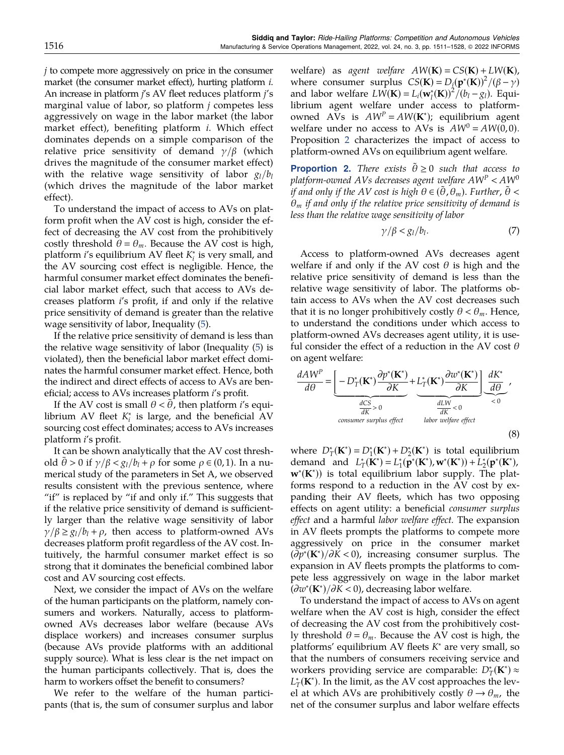$j$ to compete more aggressively on price in the consumer market (the consumer market effect), hurting platform $i$. An increase in platform $j$'s AV fleet reduces platform $j$'s marginal value of labor, so platform $j$ competes less aggressively on wage in the labor market (the labor market effect), benefiting platform $i$. Which effect dominates depends on a simple comparison of the relative price sensitivity of demand $\gamma/\beta$ (which drives the magnitude of the consumer market effect) with the relative wage sensitivity of labor $g_l/b_l$ (which drives the magnitude of the labor market effect).

To understand the impact of access to AVs on platform profit when the AV cost is high, consider the effect of decreasing the AV cost from the prohibitively costly threshold $\theta = \theta_m$. Because the AV cost is high, platform $i$'s equilibrium AV fleet $K_i^*$ is very small, and the AV sourcing cost effect is negligible. Hence, the harmful consumer market effect dominates the beneficial labor market effect, such that access to AVs decreases platform $i$'s profit, if and only if the relative price sensitivity of demand is greater than the relative wage sensitivity of labor, Inequality (5).

If the relative price sensitivity of demand is less than the relative wage sensitivity of labor (Inequality (5) is violated), then the beneficial labor market effect dominates the harmful consumer market effect. Hence, both the indirect and direct effects of access to AVs are beneficial; access to AVs increases platform $i$'s profit.

If the AV cost is small $\theta < \tilde{\theta}$, then platform $i$'s equilibrium AV fleet $K_i^*$ is large, and the beneficial AV sourcing cost effect dominates; access to AVs increases platform $i$'s profit.

It can be shown analytically that the AV cost threshold $\tilde{\theta} > 0$ if $\gamma/\beta < g_l/b_l + \rho$ for some $\rho \in (0, 1)$. In a numerical study of the parameters in Set A, we observed results consistent with the previous sentence, where "if" is replaced by "if and only if." This suggests that if the relative price sensitivity of demand is sufficiently larger than the relative wage sensitivity of labor $\gamma/\beta \geq g_l/b_l + \rho$, then access to platform-owned AVs decreases platform profit regardless of the AV cost. Intuitively, the harmful consumer market effect is so strong that it dominates the beneficial combined labor cost and AV sourcing cost effects.

Next, we consider the impact of AVs on the welfare of the human participants on the platform, namely consumers and workers. Naturally, access to platform-owned AVs decreases labor welfare (because AVs displace workers) and increases consumer surplus (because AVs provide platforms with an additional supply source). What is less clear is the net impact on the human participants collectively. That is, does the harm to workers offset the benefit to consumers?

We refer to the welfare of the human participants (that is, the sum of consumer surplus and labor welfare) as *agent welfare* $AW(\mathbf{K}) = CS(\mathbf{K}) + LW(\mathbf{K})$, where consumer surplus $CS(\mathbf{K}) = D_i(\mathbf{p}^*(\mathbf{K}))^2/(\beta - \gamma)$ and labor welfare $LW(\mathbf{K}) = L_i(\mathbf{w}_i^*(\mathbf{K}))^2/(b_l - g_l)$. Equilibrium agent welfare under access to platform-owned AVs is $AW^P = AW(\mathbf{K}^*)$; equilibrium agent welfare under no access to AVs is $AW^0 = AW(0, 0)$. Proposition 2 characterizes the impact of access to platform-owned AVs on equilibrium agent welfare.

**Proportion 2.** *There exists* $\tilde{\theta} \geq 0$ *such that access to platform-owned AVs decreases agent welfare* $AW^P < AW^0$ *if and only if the AV cost is high* $\theta \in (\tilde{\theta}, \theta_m)$. *Further,* $\tilde{\theta} < \theta_m$ *if and only if the relative price sensitivity of demand is less than the relative wage sensitivity of labor*

$$\gamma/\beta < g_l/b_l. \tag{7}$$

Access to platform-owned AVs decreases agent welfare if and only if the AV cost $\theta$ is high and the relative price sensitivity of demand is less than the relative wage sensitivity of labor. The platforms obtain access to AVs when the AV cost decreases such that it is no longer prohibitively costly $\theta < \theta_m$. Hence, to understand the conditions under which access to platform-owned AVs decreases agent utility, it is useful consider the effect of a reduction in the AV cost $\theta$ on agent welfare:

$$\frac{dAW^P}{d\theta} = \Bigg[\underbrace{-D_T^*(\mathbf{K}^*)\frac{\partial p^*(\mathbf{K}^*)}{\partial K}}_{\substack{\frac{dCS}{dK} > 0 \\ \textit{consumer surplus effect}}} + \underbrace{L_T^*(\mathbf{K}^*)\frac{\partial w^*(\mathbf{K}^*)}{\partial K}}_{\substack{\frac{dLW}{dK} < 0 \\ \textit{labor welfare effect}}}\Bigg]\underbrace{\frac{dK^*}{d\theta}}_{< 0}, \tag{8}$$

where $D_T^*(\mathbf{K}^*) = D_1^*(\mathbf{K}^*) + D_2^*(\mathbf{K}^*)$ is total equilibrium demand and $L_T^*(\mathbf{K}^*) = L_1^*(\mathbf{p}^*(\mathbf{K}^*), \mathbf{w}^*(\mathbf{K}^*)) + L_2^*(\mathbf{p}^*(\mathbf{K}^*), \mathbf{w}^*(\mathbf{K}^*))$ is total equilibrium labor supply. The platforms respond to a reduction in the AV cost by expanding their AV fleets, which has two opposing effects on agent utility: a beneficial *consumer surplus effect* and a harmful *labor welfare effect.* The expansion in AV fleets prompts the platforms to compete more aggressively on price in the consumer market $(\partial p^*(\mathbf{K}^*)/\partial K < 0)$, increasing consumer surplus. The expansion in AV fleets prompts the platforms to compete less aggressively on wage in the labor market $(\partial w^*(\mathbf{K}^*)/\partial K < 0)$, decreasing labor welfare.

To understand the impact of access to AVs on agent welfare when the AV cost is high, consider the effect of decreasing the AV cost from the prohibitively costly threshold $\theta = \theta_m$. Because the AV cost is high, the platforms' equilibrium AV fleets $K^*$ are very small, so that the numbers of consumers receiving service and workers providing service are comparable: $D_T^*(\mathbf{K}^*) \approx L_T^*(\mathbf{K}^*)$. In the limit, as the AV cost approaches the level at which AVs are prohibitively costly $\theta \to \theta_m$, the net of the consumer surplus and labor welfare effects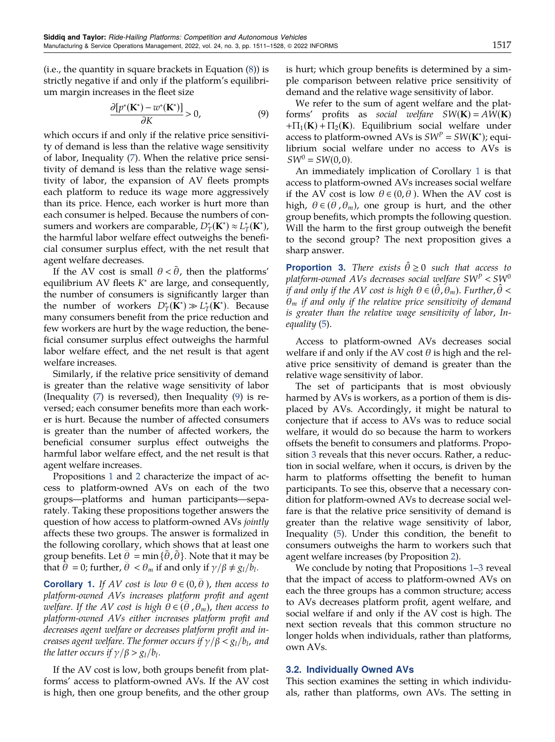(i.e., the quantity in square brackets in Equation (8)) is strictly negative if and only if the platform's equilibrium margin increases in the fleet size

$$\frac{\partial [p^*(\mathbf{K}^*) - w^*(\mathbf{K}^*)]}{\partial K} > 0, \tag{9}$$

which occurs if and only if the relative price sensitivity of demand is less than the relative wage sensitivity of labor, Inequality (7). When the relative price sensitivity of demand is less than the relative wage sensitivity of labor, the expansion of AV fleets prompts each platform to reduce its wage more aggressively than its price. Hence, each worker is hurt more than each consumer is helped. Because the numbers of consumers and workers are comparable, $D_T^*(\mathbf{K}^*) \approx L_T^*(\mathbf{K}^*)$, the harmful labor welfare effect outweighs the beneficial consumer surplus effect, with the net result that agent welfare decreases.

If the AV cost is small $\theta < \bar{\theta}$, then the platforms' equilibrium AV fleets $K^*$ are large, and consequently, the number of consumers is significantly larger than the number of workers $D_T^*(\mathbf{K}^*) \gg L_T^*(\mathbf{K}^*)$. Because many consumers benefit from the price reduction and few workers are hurt by the wage reduction, the beneficial consumer surplus effect outweighs the harmful labor welfare effect, and the net result is that agent welfare increases.

Similarly, if the relative price sensitivity of demand is greater than the relative wage sensitivity of labor (Inequality (7) is reversed), then Inequality (9) is reversed; each consumer benefits more than each worker is hurt. Because the number of affected consumers is greater than the number of affected workers, the beneficial consumer surplus effect outweighs the harmful labor welfare effect, and the net result is that agent welfare increases.

Propositions 1 and 2 characterize the impact of access to platform-owned AVs on each of the two groups—platforms and human participants—separately. Taking these propositions together answers the question of how access to platform-owned AVs *jointly* affects these two groups. The answer is formalized in the following corollary, which shows that at least one group benefits. Let $\breve{\theta} = \min\{\bar{\theta}, \tilde{\theta}\}$. Note that it may be that $\breve{\theta} = 0$; further, $\breve{\theta} < \theta_m$ if and only if $\gamma/\beta \neq g_l/b_l$.

**Corollary 1.** *If AV cost is low $\theta \in (0, \breve{\theta})$, then access to platform-owned AVs increases platform profit and agent welfare. If the AV cost is high $\theta \in (\breve{\theta}, \theta_m)$, then access to platform-owned AVs either increases platform profit and decreases agent welfare or decreases platform profit and increases agent welfare. The former occurs if $\gamma/\beta < g_l/b_l$, and the latter occurs if $\gamma/\beta > g_l/b_l$.*

If the AV cost is low, both groups benefit from platforms' access to platform-owned AVs. If the AV cost is high, then one group benefits, and the other group is hurt; which group benefits is determined by a simple comparison between relative price sensitivity of demand and the relative wage sensitivity of labor.

We refer to the sum of agent welfare and the platforms' profits as *social welfare* $SW(\mathbf{K}) = AW(\mathbf{K}) + \Pi_1(\mathbf{K}) + \Pi_2(\mathbf{K})$. Equilibrium social welfare under access to platform-owned AVs is $SW^P = SW(\mathbf{K}^*)$; equilibrium social welfare under no access to AVs is $SW^0 = SW(0, 0)$.

An immediately implication of Corollary 1 is that access to platform-owned AVs increases social welfare if the AV cost is low $\theta \in (0, \breve{\theta})$. When the AV cost is high, $\theta \in (\breve{\theta}, \theta_m)$, one group is hurt, and the other group benefits, which prompts the following question. Will the harm to the first group outweigh the benefit to the second group? The next proposition gives a sharp answer.

**Proportion 3.** *There exists $\hat{\theta} \geq 0$ such that access to platform-owned AVs decreases social welfare $SW^P < SW^0$ if and only if the AV cost is high $\theta \in (\hat{\theta}, \theta_m)$. Further, $\hat{\theta} < \theta_m$ if and only if the relative price sensitivity of demand is greater than the relative wage sensitivity of labor, Inequality (5).*

Access to platform-owned AVs decreases social welfare if and only if the AV cost $\theta$ is high and the relative price sensitivity of demand is greater than the relative wage sensitivity of labor.

The set of participants that is most obviously harmed by AVs is workers, as a portion of them is displaced by AVs. Accordingly, it might be natural to conjecture that if access to AVs was to reduce social welfare, it would do so because the harm to workers offsets the benefit to consumers and platforms. Proposition 3 reveals that this never occurs. Rather, a reduction in social welfare, when it occurs, is driven by the harm to platforms offsetting the benefit to human participants. To see this, observe that a necessary condition for platform-owned AVs to decrease social welfare is that the relative price sensitivity of demand is greater than the relative wage sensitivity of labor, Inequality (5). Under this condition, the benefit to consumers outweighs the harm to workers such that agent welfare increases (by Proposition 2).

We conclude by noting that Propositions 1–3 reveal that the impact of access to platform-owned AVs on each the three groups has a common structure; access to AVs decreases platform profit, agent welfare, and social welfare if and only if the AV cost is high. The next section reveals that this common structure no longer holds when individuals, rather than platforms, own AVs.

### 3.2. Individually Owned AVs

This section examines the setting in which individuals, rather than platforms, own AVs. The setting in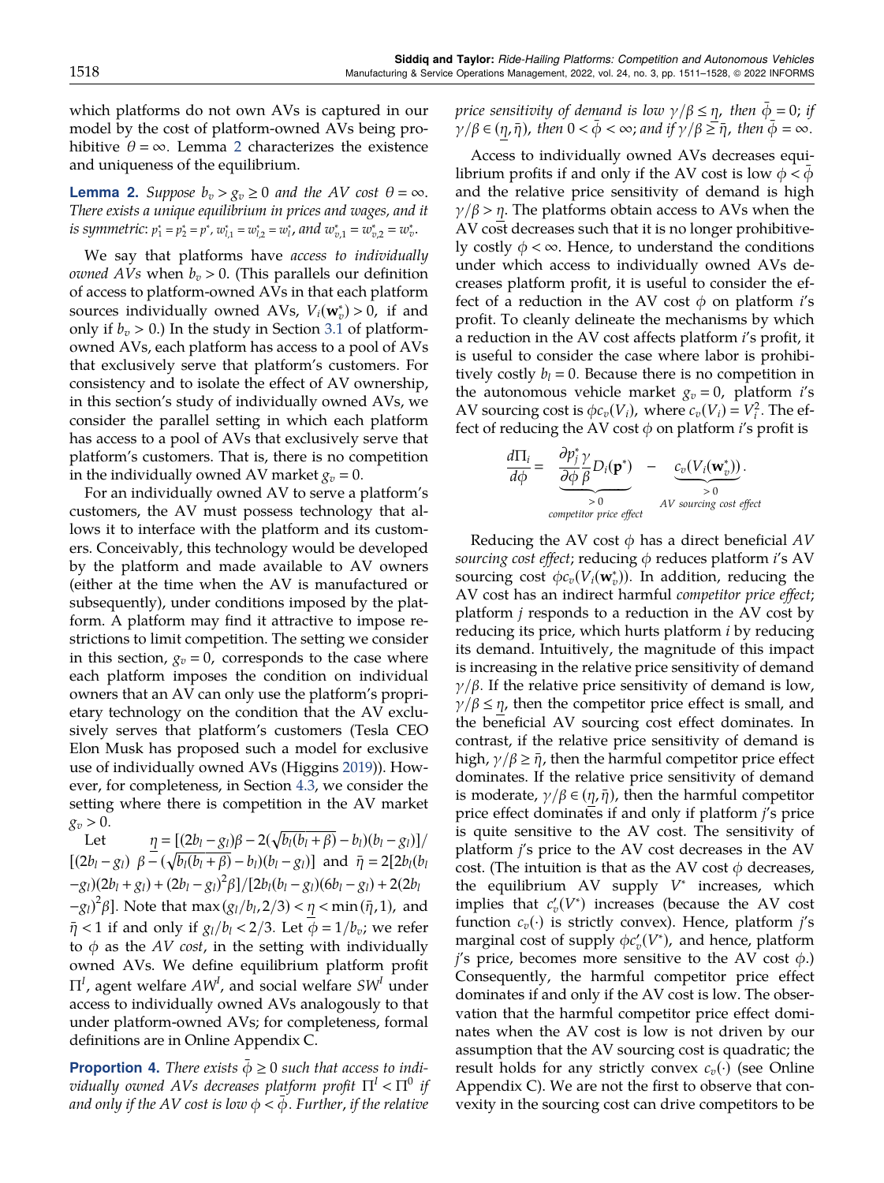which platforms do not own AVs is captured in our model by the cost of platform-owned AVs being prohibitive $\theta = \infty$. Lemma 2 characterizes the existence and uniqueness of the equilibrium.

**Lemma 2.** *Suppose $b_v > g_v \geq 0$ and the AV cost $\theta = \infty$. There exists a unique equilibrium in prices and wages, and it is symmetric: $p_1^* = p_2^* = p^*$, $w_{l,1}^* = w_{l,2}^* = w_l^*$, and $w_{v,1}^* = w_{v,2}^* = w_v^*$.*

We say that platforms have *access to individually owned AVs* when $b_v > 0$. (This parallels our definition of access to platform-owned AVs in that each platform sources individually owned AVs, $V_i(\mathbf{w}_v^*) > 0$, if and only if $b_v > 0$.) In the study in Section 3.1 of platform-owned AVs, each platform has access to a pool of AVs that exclusively serve that platform's customers. For consistency and to isolate the effect of AV ownership, in this section's study of individually owned AVs, we consider the parallel setting in which each platform has access to a pool of AVs that exclusively serve that platform's customers. That is, there is no competition in the individually owned AV market $g_v = 0$.

For an individually owned AV to serve a platform's customers, the AV must possess technology that allows it to interface with the platform and its customers. Conceivably, this technology would be developed by the platform and made available to AV owners (either at the time when the AV is manufactured or subsequently), under conditions imposed by the platform. A platform may find it attractive to impose restrictions to limit competition. The setting we consider in this section, $g_v = 0$, corresponds to the case where each platform imposes the condition on individual owners that an AV can only use the platform's proprietary technology on the condition that the AV exclusively serves that platform's customers (Tesla CEO Elon Musk has proposed such a model for exclusive use of individually owned AVs (Higgins 2019)). However, for completeness, in Section 4.3, we consider the setting where there is competition in the AV market $g_v > 0$.

Let $\underline{\eta} = [(2b_l - g_l)\beta - 2(\sqrt{b_l(b_l + \beta)} - b_l)(b_l - g_l)]/[(2b_l - g_l)\ \beta - (\sqrt{b_l(b_l + \beta)} - b_l)(b_l - g_l)]$ and $\bar{\eta} = 2[2b_l(b_l - g_l)(2b_l + g_l) + (2b_l - g_l)^2\beta]/[2b_l(b_l - g_l)(6b_l - g_l) + 2(2b_l - g_l)^2\beta]$. Note that $\max(g_l/b_l, 2/3) < \underline{\eta} < \min(\bar{\eta}, 1)$, and $\bar{\eta} < 1$ if and only if $g_l/b_l < 2/3$. Let $\phi = 1/b_v$; we refer to $\phi$ as the *AV cost*, in the setting with individually owned AVs. We define equilibrium platform profit $\Pi^I$, agent welfare $AW^I$, and social welfare $SW^I$ under access to individually owned AVs analogously to that under platform-owned AVs; for completeness, formal definitions are in Online Appendix C.

**Proportion 4.** *There exists $\bar{\phi} \geq 0$ such that access to individually owned AVs decreases platform profit $\Pi^I < \Pi^0$ if and only if the AV cost is low $\phi < \bar{\phi}$. Further, if the relative price sensitivity of demand is low $\gamma/\beta \leq \underline{\eta}$, then $\bar{\phi} = 0$; if $\gamma/\beta \in (\underline{\eta}, \bar{\eta})$, then $0 < \bar{\phi} < \infty$; and if $\gamma/\beta \geq \bar{\eta}$, then $\bar{\phi} = \infty$.*

Access to individually owned AVs decreases equilibrium profits if and only if the AV cost is low $\phi < \bar{\phi}$ and the relative price sensitivity of demand is high $\gamma/\beta > \underline{\eta}$. The platforms obtain access to AVs when the AV cost decreases such that it is no longer prohibitively costly $\phi < \infty$. Hence, to understand the conditions under which access to individually owned AVs decreases platform profit, it is useful to consider the effect of a reduction in the AV cost $\phi$ on platform $i$'s profit. To cleanly delineate the mechanisms by which a reduction in the AV cost affects platform $i$'s profit, it is useful to consider the case where labor is prohibitively costly $b_l = 0$. Because there is no competition in the autonomous vehicle market $g_v = 0$, platform $i$'s AV sourcing cost is $\phi c_v(V_i)$, where $c_v(V_i) = V_i^2$. The effect of reducing the AV cost $\phi$ on platform $i$'s profit is

$$\frac{d\Pi_i}{d\phi} = \underbrace{\frac{\partial p_j^*}{\partial \phi}\frac{\gamma}{\beta}D_i(\mathbf{p}^*)}_{\substack{>0 \\ \text{competitor price effect}}} - \underbrace{c_v(V_i(\mathbf{w}_v^*))}_{\substack{>0 \\ \text{AV sourcing cost effect}}}.$$

Reducing the AV cost $\phi$ has a direct beneficial *AV sourcing cost effect*; reducing $\phi$ reduces platform $i$'s AV sourcing cost $\phi c_v(V_i(\mathbf{w}_v^*))$. In addition, reducing the AV cost has an indirect harmful *competitor price effect*; platform $j$ responds to a reduction in the AV cost by reducing its price, which hurts platform $i$ by reducing its demand. Intuitively, the magnitude of this impact is increasing in the relative price sensitivity of demand $\gamma/\beta$. If the relative price sensitivity of demand is low, $\gamma/\beta \leq \underline{\eta}$, then the competitor price effect is small, and the beneficial AV sourcing cost effect dominates. In contrast, if the relative price sensitivity of demand is high, $\gamma/\beta \geq \bar{\eta}$, then the harmful competitor price effect dominates. If the relative price sensitivity of demand is moderate, $\gamma/\beta \in (\underline{\eta}, \bar{\eta})$, then the harmful competitor price effect dominates if and only if platform $j$'s price is quite sensitive to the AV cost. The sensitivity of platform $j$'s price to the AV cost decreases in the AV cost. (The intuition is that as the AV cost $\phi$ decreases, the equilibrium AV supply $V^*$ increases, which implies that $c_v'(V^*)$ increases (because the AV cost function $c_v(\cdot)$ is strictly convex). Hence, platform $j$'s marginal cost of supply $\phi c_v'(V^*)$, and hence, platform $j$'s price, becomes more sensitive to the AV cost $\phi$.) Consequently, the harmful competitor price effect dominates if and only if the AV cost is low. The observation that the harmful competitor price effect dominates when the AV cost is low is not driven by our assumption that the AV sourcing cost is quadratic; the result holds for any strictly convex $c_v(\cdot)$ (see Online Appendix C). We are not the first to observe that convexity in the sourcing cost can drive competitors to be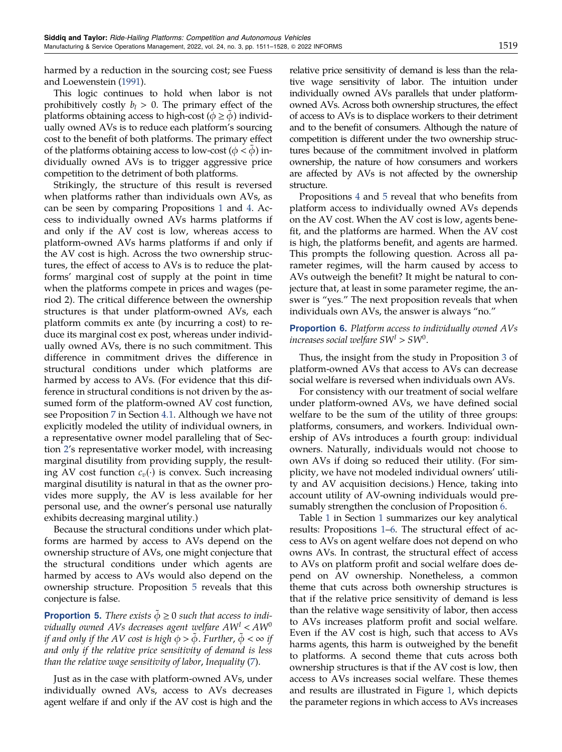harmed by a reduction in the sourcing cost; see Fuess and Loewenstein (1991).

This logic continues to hold when labor is not prohibitively costly $b_l > 0$. The primary effect of the platforms obtaining access to high-cost ($\phi \geq \bar{\phi}$) individually owned AVs is to reduce each platform's sourcing cost to the benefit of both platforms. The primary effect of the platforms obtaining access to low-cost ($\phi < \bar{\phi}$) individually owned AVs is to trigger aggressive price competition to the detriment of both platforms.

Strikingly, the structure of this result is reversed when platforms rather than individuals own AVs, as can be seen by comparing Propositions 1 and 4. Access to individually owned AVs harms platforms if and only if the AV cost is low, whereas access to platform-owned AVs harms platforms if and only if the AV cost is high. Across the two ownership structures, the effect of access to AVs is to reduce the platforms' marginal cost of supply at the point in time when the platforms compete in prices and wages (period 2). The critical difference between the ownership structures is that under platform-owned AVs, each platform commits ex ante (by incurring a cost) to reduce its marginal cost ex post, whereas under individually owned AVs, there is no such commitment. This difference in commitment drives the difference in structural conditions under which platforms are harmed by access to AVs. (For evidence that this difference in structural conditions is not driven by the assumed form of the platform-owned AV cost function, see Proposition 7 in Section 4.1. Although we have not explicitly modeled the utility of individual owners, in a representative owner model paralleling that of Section 2's representative worker model, with increasing marginal disutility from providing supply, the resulting AV cost function $c_v(\cdot)$ is convex. Such increasing marginal disutility is natural in that as the owner provides more supply, the AV is less available for her personal use, and the owner's personal use naturally exhibits decreasing marginal utility.)

Because the structural conditions under which platforms are harmed by access to AVs depend on the ownership structure of AVs, one might conjecture that the structural conditions under which agents are harmed by access to AVs would also depend on the ownership structure. Proposition 5 reveals that this conjecture is false.

**Proportion 5.** *There exists $\tilde{\phi} \geq 0$ such that access to individually owned AVs decreases agent welfare $AW^I < AW^0$ if and only if the AV cost is high $\phi > \tilde{\phi}$. Further, $\tilde{\phi} < \infty$ if and only if the relative price sensitivity of demand is less than the relative wage sensitivity of labor, Inequality (7).*

Just as in the case with platform-owned AVs, under individually owned AVs, access to AVs decreases agent welfare if and only if the AV cost is high and the relative price sensitivity of demand is less than the relative wage sensitivity of labor. The intuition under individually owned AVs parallels that under platform-owned AVs. Across both ownership structures, the effect of access to AVs is to displace workers to their detriment and to the benefit of consumers. Although the nature of competition is different under the two ownership structures because of the commitment involved in platform ownership, the nature of how consumers and workers are affected by AVs is not affected by the ownership structure.

Propositions 4 and 5 reveal that who benefits from platform access to individually owned AVs depends on the AV cost. When the AV cost is low, agents benefit, and the platforms are harmed. When the AV cost is high, the platforms benefit, and agents are harmed. This prompts the following question. Across all parameter regimes, will the harm caused by access to AVs outweigh the benefit? It might be natural to conjecture that, at least in some parameter regime, the answer is "yes." The next proposition reveals that when individuals own AVs, the answer is always "no."

**Proportion 6.** *Platform access to individually owned AVs increases social welfare $SW^I > SW^0$.*

Thus, the insight from the study in Proposition 3 of platform-owned AVs that access to AVs can decrease social welfare is reversed when individuals own AVs.

For consistency with our treatment of social welfare under platform-owned AVs, we have defined social welfare to be the sum of the utility of three groups: platforms, consumers, and workers. Individual ownership of AVs introduces a fourth group: individual owners. Naturally, individuals would not choose to own AVs if doing so reduced their utility. (For simplicity, we have not modeled individual owners' utility and AV acquisition decisions.) Hence, taking into account utility of AV-owning individuals would presumably strengthen the conclusion of Proposition 6.

Table 1 in Section 1 summarizes our key analytical results: Propositions 1–6. The structural effect of access to AVs on agent welfare does not depend on who owns AVs. In contrast, the structural effect of access to AVs on platform profit and social welfare does depend on AV ownership. Nonetheless, a common theme that cuts across both ownership structures is that if the relative price sensitivity of demand is less than the relative wage sensitivity of labor, then access to AVs increases platform profit and social welfare. Even if the AV cost is high, such that access to AVs harms agents, this harm is outweighed by the benefit to platforms. A second theme that cuts across both ownership structures is that if the AV cost is low, then access to AVs increases social welfare. These themes and results are illustrated in Figure 1, which depicts the parameter regions in which access to AVs increases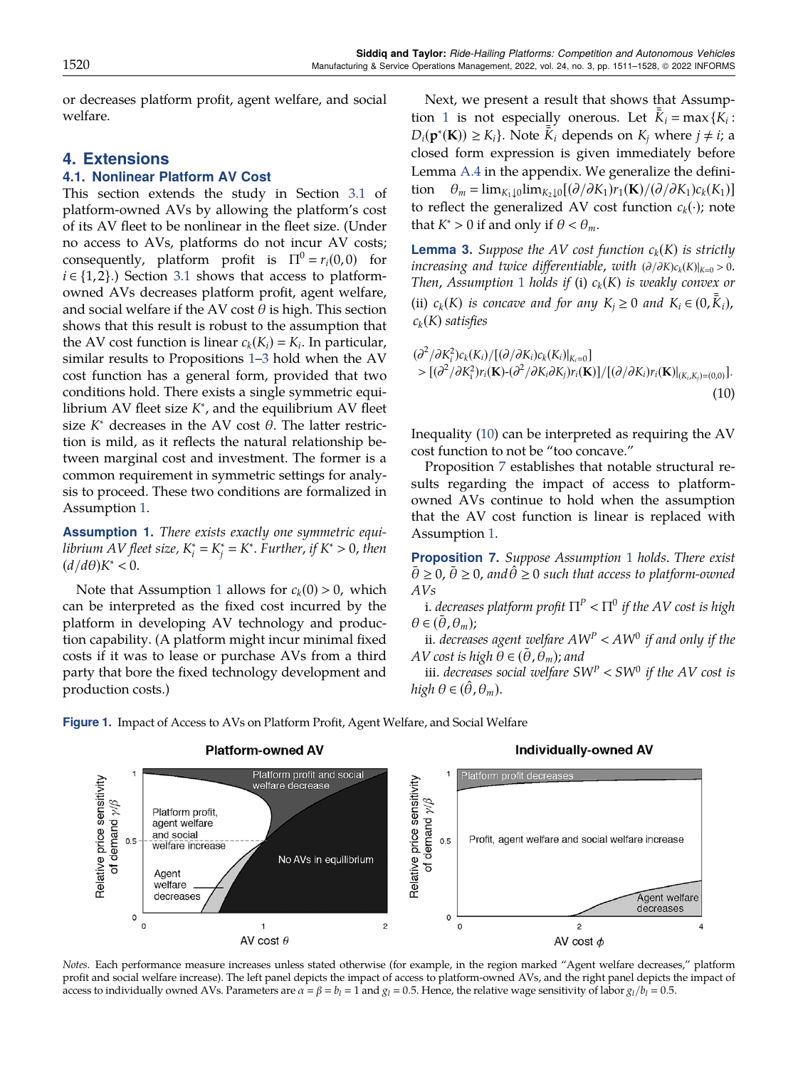or decreases platform profit, agent welfare, and social welfare.

## 4. Extensions

### 4.1. Nonlinear Platform AV Cost

This section extends the study in Section 3.1 of platform-owned AVs by allowing the platform's cost of its AV fleet to be nonlinear in the fleet size. (Under no access to AVs, platforms do not incur AV costs; consequently, platform profit is $\Pi^0 = r_i(0, 0)$ for $i \in \{1, 2\}$.) Section 3.1 shows that access to platform-owned AVs decreases platform profit, agent welfare, and social welfare if the AV cost $\theta$ is high. This section shows that this result is robust to the assumption that the AV cost function is linear $c_k(K_i) = K_i$. In particular, similar results to Propositions 1–3 hold when the AV cost function has a general form, provided that two conditions hold. There exists a single symmetric equilibrium AV fleet size $K^*$, and the equilibrium AV fleet size $K^*$ decreases in the AV cost $\theta$. The latter restriction is mild, as it reflects the natural relationship between marginal cost and investment. The former is a common requirement in symmetric settings for analysis to proceed. These two conditions are formalized in Assumption 1.

**Assumption 1.** *There exists exactly one symmetric equilibrium AV fleet size, $K_i^* = K_j^* = K^*$. Further, if $K^* > 0$, then $(d/d\theta)K^* < 0$.*

Note that Assumption 1 allows for $c_k(0) > 0$, which can be interpreted as the fixed cost incurred by the platform in developing AV technology and production capability. (A platform might incur minimal fixed costs if it was to lease or purchase AVs from a third party that bore the fixed technology development and production costs.)

Next, we present a result that shows that Assumption 1 is not especially onerous. Let $\bar{\bar{K}}_i = \max\{K_i : D_i(\mathbf{p}^*(\mathbf{K})) \geq K_i\}$. Note $\bar{\bar{K}}_i$ depends on $K_j$ where $j \neq i$; a closed form expression is given immediately before Lemma A.4 in the appendix. We generalize the definition $\theta_m = \lim_{K_1 \downarrow 0} \lim_{K_2 \downarrow 0} [(\partial/\partial K_1) r_1(\mathbf{K}) / (\partial/\partial K_1) c_k(K_1)]$ to reflect the generalized AV cost function $c_k(\cdot)$; note that $K^* > 0$ if and only if $\theta < \theta_m$.

**Lemma 3.** *Suppose the AV cost function $c_k(K)$ is strictly increasing and twice differentiable, with $(\partial/\partial K) c_k(K)|_{K=0} > 0$. Then, Assumption 1 holds if (i) $c_k(K)$ is weakly convex or (ii) $c_k(K)$ is concave and for any $K_j \geq 0$ and $K_i \in (0, \bar{\bar{K}}_i)$, $c_k(K)$ satisfies*

$$(\partial^2/\partial K_i^2) c_k(K_i) / [(\partial/\partial K_i) c_k(K_i)|_{K_i=0}] > [(\partial^2/\partial K_i^2) r_i(\mathbf{K}) - (\partial^2/\partial K_i \partial K_j) r_i(\mathbf{K})] / [(\partial/\partial K_i) r_i(\mathbf{K})|_{(K_i, K_j)=(0,0)}]. \tag{10}$$

Inequality (10) can be interpreted as requiring the AV cost function to not be "too concave."

Proposition 7 establishes that notable structural results regarding the impact of access to platform-owned AVs continue to hold when the assumption that the AV cost function is linear is replaced with Assumption 1.

**Proposition 7.** *Suppose Assumption 1 holds. There exist $\bar{\theta} \geq 0$, $\tilde{\theta} \geq 0$, and $\hat{\theta} \geq 0$ such that access to platform-owned AVs*

i. *decreases platform profit $\Pi^P < \Pi^0$ if the AV cost is high $\theta \in (\bar{\theta}, \theta_m)$;*

ii. *decreases agent welfare $AW^P < AW^0$ if and only if the AV cost is high $\theta \in (\tilde{\theta}, \theta_m)$; and*

iii. *decreases social welfare $SW^P < SW^0$ if the AV cost is high $\theta \in (\hat{\theta}, \theta_m)$.*

**Figure 1.** Impact of Access to AVs on Platform Profit, Agent Welfare, and Social Welfare

*Notes.* Each performance measure increases unless stated otherwise (for example, in the region marked "Agent welfare decreases," platform profit and social welfare increase). The left panel depicts the impact of access to platform-owned AVs, and the right panel depicts the impact of access to individually owned AVs. Parameters are $\alpha = \beta = b_l = 1$ and $g_l = 0.5$. Hence, the relative wage sensitivity of labor $g_l/b_l = 0.5$.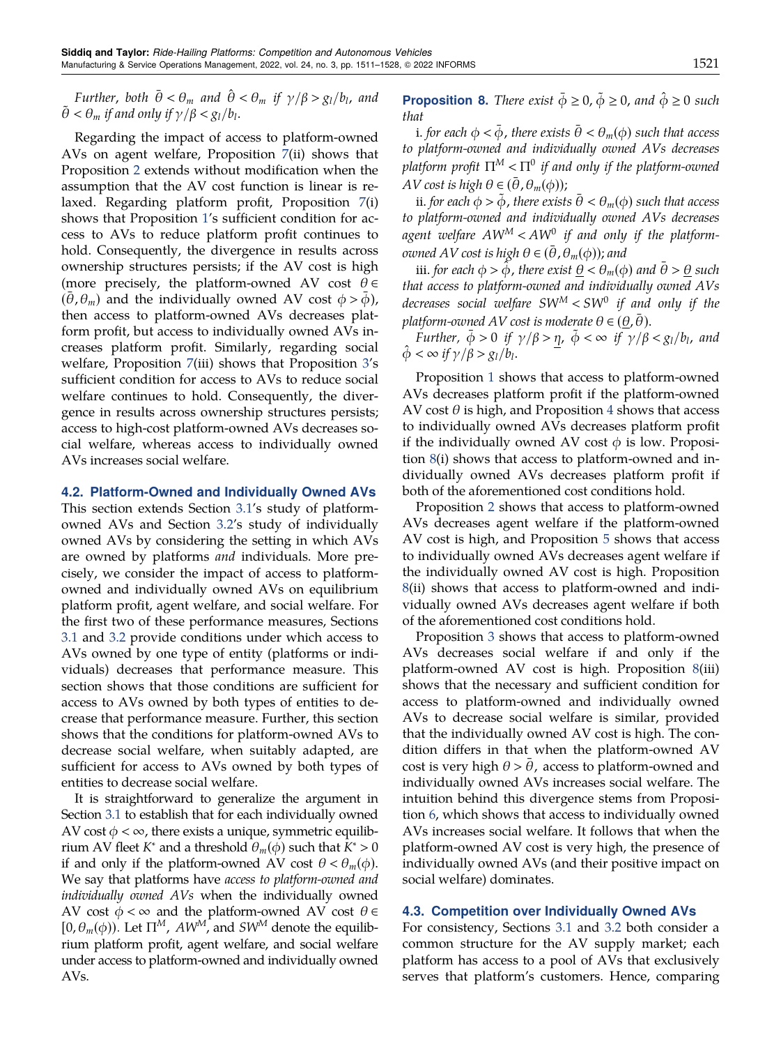*Further, both* $\bar{\theta} < \theta_m$ *and* $\hat{\theta} < \theta_m$ *if* $\gamma/\beta > g_l/b_l$*, and* $\tilde{\theta} < \theta_m$ *if and only if* $\gamma/\beta < g_l/b_l$*.*

Regarding the impact of access to platform-owned AVs on agent welfare, Proposition 7(ii) shows that Proposition 2 extends without modification when the assumption that the AV cost function is linear is relaxed. Regarding platform profit, Proposition 7(i) shows that Proposition 1's sufficient condition for access to AVs to reduce platform profit continues to hold. Consequently, the divergence in results across ownership structures persists; if the AV cost is high (more precisely, the platform-owned AV cost $\theta \in (\bar{\theta}, \theta_m)$ and the individually owned AV cost $\phi > \bar{\phi}$), then access to platform-owned AVs decreases platform profit, but access to individually owned AVs increases platform profit. Similarly, regarding social welfare, Proposition 7(iii) shows that Proposition 3's sufficient condition for access to AVs to reduce social welfare continues to hold. Consequently, the divergence in results across ownership structures persists; access to high-cost platform-owned AVs decreases social welfare, whereas access to individually owned AVs increases social welfare.

### 4.2. Platform-Owned and Individually Owned AVs

This section extends Section 3.1's study of platform-owned AVs and Section 3.2's study of individually owned AVs by considering the setting in which AVs are owned by platforms *and* individuals. More precisely, we consider the impact of access to platform-owned and individually owned AVs on equilibrium platform profit, agent welfare, and social welfare. For the first two of these performance measures, Sections 3.1 and 3.2 provide conditions under which access to AVs owned by one type of entity (platforms or individuals) decreases that performance measure. This section shows that those conditions are sufficient for access to AVs owned by both types of entities to decrease that performance measure. Further, this section shows that the conditions for platform-owned AVs to decrease social welfare, when suitably adapted, are sufficient for access to AVs owned by both types of entities to decrease social welfare.

It is straightforward to generalize the argument in Section 3.1 to establish that for each individually owned AV cost $\phi < \infty$, there exists a unique, symmetric equilibrium AV fleet $K^*$ and a threshold $\theta_m(\phi)$ such that $K^* > 0$ if and only if the platform-owned AV cost $\theta < \theta_m(\phi)$. We say that platforms have *access to platform-owned and individually owned AVs* when the individually owned AV cost $\phi < \infty$ and the platform-owned AV cost $\theta \in [0, \theta_m(\phi))$. Let $\Pi^M$, $AW^M$, and $SW^M$ denote the equilibrium platform profit, agent welfare, and social welfare under access to platform-owned and individually owned AVs.

**Proposition 8.** *There exist* $\bar{\phi} \geq 0$*,* $\tilde{\phi} \geq 0$*, and* $\hat{\phi} \geq 0$ *such that*

i. *for each* $\phi < \bar{\phi}$*, there exists* $\bar{\theta} < \theta_m(\phi)$ *such that access to platform-owned and individually owned AVs decreases platform profit* $\Pi^M < \Pi^0$ *if and only if the platform-owned AV cost is high* $\theta \in (\bar{\theta}, \theta_m(\phi))$*;*

ii. *for each* $\phi > \tilde{\phi}$*, there exists* $\bar{\theta} < \theta_m(\phi)$ *such that access to platform-owned and individually owned AVs decreases agent welfare* $AW^M < AW^0$ *if and only if the platform-owned AV cost is high* $\theta \in (\bar{\theta}, \theta_m(\phi))$*; and*

iii. *for each* $\phi > \hat{\phi}$*, there exist* $\underline{\theta} < \theta_m(\phi)$ *and* $\bar{\theta} > \underline{\theta}$ *such that access to platform-owned and individually owned AVs decreases social welfare* $SW^M < SW^0$ *if and only if the platform-owned AV cost is moderate* $\theta \in (\underline{\theta}, \bar{\theta})$*.*

*Further,* $\bar{\phi} > 0$ *if* $\gamma/\beta > \underline{\eta}$*,* $\tilde{\phi} < \infty$ *if* $\gamma/\beta < g_l/b_l$*, and* $\hat{\phi} < \infty$ *if* $\gamma/\beta > g_l/b_l$*.*

Proposition 1 shows that access to platform-owned AVs decreases platform profit if the platform-owned AV cost $\theta$ is high, and Proposition 4 shows that access to individually owned AVs decreases platform profit if the individually owned AV cost $\phi$ is low. Proposition 8(i) shows that access to platform-owned and individually owned AVs decreases platform profit if both of the aforementioned cost conditions hold.

Proposition 2 shows that access to platform-owned AVs decreases agent welfare if the platform-owned AV cost is high, and Proposition 5 shows that access to individually owned AVs decreases agent welfare if the individually owned AV cost is high. Proposition 8(ii) shows that access to platform-owned and individually owned AVs decreases agent welfare if both of the aforementioned cost conditions hold.

Proposition 3 shows that access to platform-owned AVs decreases social welfare if and only if the platform-owned AV cost is high. Proposition 8(iii) shows that the necessary and sufficient condition for access to platform-owned and individually owned AVs to decrease social welfare is similar, provided that the individually owned AV cost is high. The condition differs in that when the platform-owned AV cost is very high $\theta > \bar{\theta}$, access to platform-owned and individually owned AVs increases social welfare. The intuition behind this divergence stems from Proposition 6, which shows that access to individually owned AVs increases social welfare. It follows that when the platform-owned AV cost is very high, the presence of individually owned AVs (and their positive impact on social welfare) dominates.

### 4.3. Competition over Individually Owned AVs

For consistency, Sections 3.1 and 3.2 both consider a common structure for the AV supply market; each platform has access to a pool of AVs that exclusively serves that platform's customers. Hence, comparing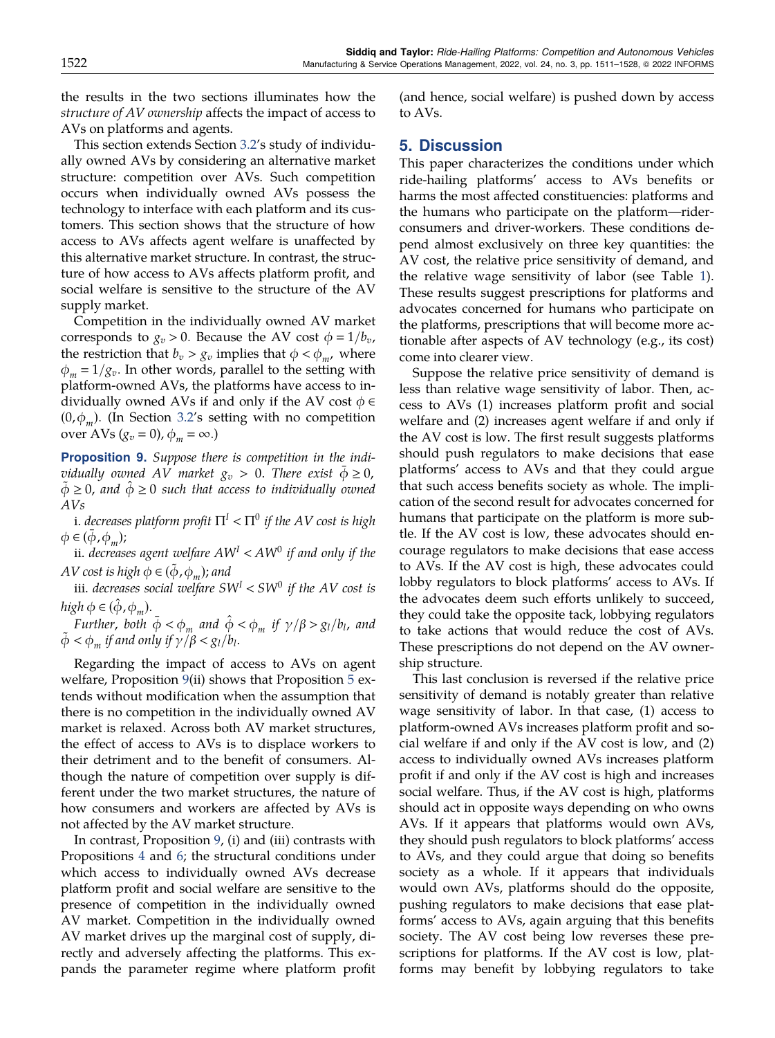the results in the two sections illuminates how the *structure of AV ownership* affects the impact of access to AVs on platforms and agents.

This section extends Section 3.2's study of individually owned AVs by considering an alternative market structure: competition over AVs. Such competition occurs when individually owned AVs possess the technology to interface with each platform and its customers. This section shows that the structure of how access to AVs affects agent welfare is unaffected by this alternative market structure. In contrast, the structure of how access to AVs affects platform profit, and social welfare is sensitive to the structure of the AV supply market.

Competition in the individually owned AV market corresponds to $g_v > 0$. Because the AV cost $\phi = 1/b_v$, the restriction that $b_v > g_v$ implies that $\phi < \phi_m$, where $\phi_m = 1/g_v$. In other words, parallel to the setting with platform-owned AVs, the platforms have access to individually owned AVs if and only if the AV cost $\phi \in (0, \phi_m)$. (In Section 3.2's setting with no competition over AVs ($g_v = 0$), $\phi_m = \infty$.)

**Proposition 9.** *Suppose there is competition in the individually owned AV market $g_v > 0$. There exist $\bar{\phi} \geq 0$, $\tilde{\phi} \geq 0$, and $\hat{\phi} \geq 0$ such that access to individually owned AVs*

i. *decreases platform profit $\Pi^I < \Pi^0$ if the AV cost is high $\phi \in (\bar{\phi}, \phi_m)$;*

ii. *decreases agent welfare $AW^I < AW^0$ if and only if the AV cost is high $\phi \in (\tilde{\phi}, \phi_m)$; and*

iii. *decreases social welfare $SW^I < SW^0$ if the AV cost is high $\phi \in (\hat{\phi}, \phi_m)$.*

*Further, both $\bar{\phi} < \phi_m$ and $\hat{\phi} < \phi_m$ if $\gamma/\beta > g_l/b_l$, and $\tilde{\phi} < \phi_m$ if and only if $\gamma/\beta < g_l/b_l$.*

Regarding the impact of access to AVs on agent welfare, Proposition 9(ii) shows that Proposition 5 extends without modification when the assumption that there is no competition in the individually owned AV market is relaxed. Across both AV market structures, the effect of access to AVs is to displace workers to their detriment and to the benefit of consumers. Although the nature of competition over supply is different under the two market structures, the nature of how consumers and workers are affected by AVs is not affected by the AV market structure.

In contrast, Proposition 9, (i) and (iii) contrasts with Propositions 4 and 6; the structural conditions under which access to individually owned AVs decrease platform profit and social welfare are sensitive to the presence of competition in the individually owned AV market. Competition in the individually owned AV market drives up the marginal cost of supply, directly and adversely affecting the platforms. This expands the parameter regime where platform profit (and hence, social welfare) is pushed down by access to AVs.

## 5. Discussion

This paper characterizes the conditions under which ride-hailing platforms' access to AVs benefits or harms the most affected constituencies: platforms and the humans who participate on the platform—rider-consumers and driver-workers. These conditions depend almost exclusively on three key quantities: the AV cost, the relative price sensitivity of demand, and the relative wage sensitivity of labor (see Table 1). These results suggest prescriptions for platforms and advocates concerned for humans who participate on the platforms, prescriptions that will become more actionable after aspects of AV technology (e.g., its cost) come into clearer view.

Suppose the relative price sensitivity of demand is less than relative wage sensitivity of labor. Then, access to AVs (1) increases platform profit and social welfare and (2) increases agent welfare if and only if the AV cost is low. The first result suggests platforms should push regulators to make decisions that ease platforms' access to AVs and that they could argue that such access benefits society as whole. The implication of the second result for advocates concerned for humans that participate on the platform is more subtle. If the AV cost is low, these advocates should encourage regulators to make decisions that ease access to AVs. If the AV cost is high, these advocates could lobby regulators to block platforms' access to AVs. If the advocates deem such efforts unlikely to succeed, they could take the opposite tack, lobbying regulators to take actions that would reduce the cost of AVs. These prescriptions do not depend on the AV ownership structure.

This last conclusion is reversed if the relative price sensitivity of demand is notably greater than relative wage sensitivity of labor. In that case, (1) access to platform-owned AVs increases platform profit and social welfare if and only if the AV cost is low, and (2) access to individually owned AVs increases platform profit if and only if the AV cost is high and increases social welfare. Thus, if the AV cost is high, platforms should act in opposite ways depending on who owns AVs. If it appears that platforms would own AVs, they should push regulators to block platforms' access to AVs, and they could argue that doing so benefits society as a whole. If it appears that individuals would own AVs, platforms should do the opposite, pushing regulators to make decisions that ease platforms' access to AVs, again arguing that this benefits society. The AV cost being low reverses these prescriptions for platforms. If the AV cost is low, platforms may benefit by lobbying regulators to take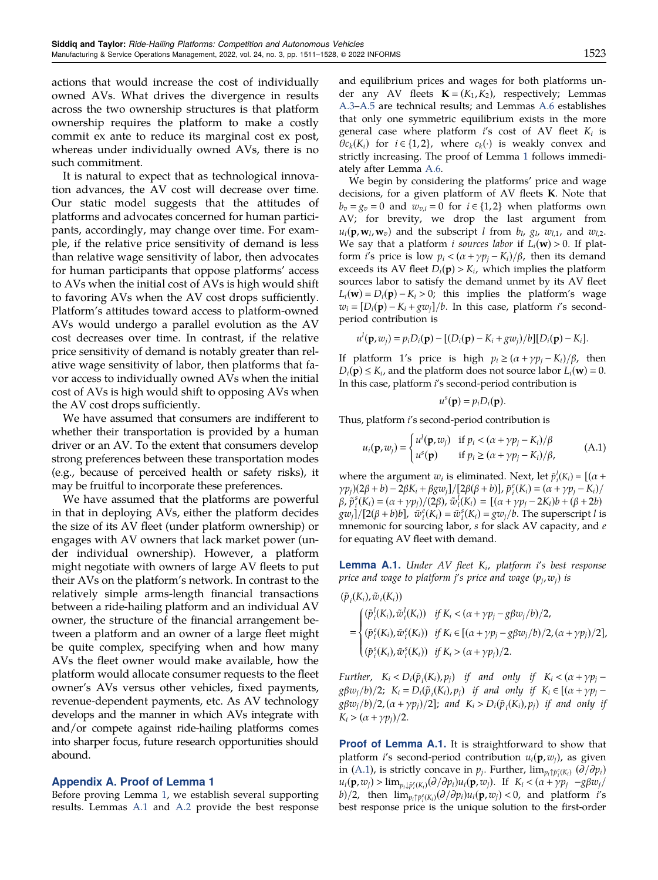actions that would increase the cost of individually owned AVs. What drives the divergence in results across the two ownership structures is that platform ownership requires the platform to make a costly commit ex ante to reduce its marginal cost ex post, whereas under individually owned AVs, there is no such commitment.

It is natural to expect that as technological innovation advances, the AV cost will decrease over time. Our static model suggests that the attitudes of platforms and advocates concerned for human participants, accordingly, may change over time. For example, if the relative price sensitivity of demand is less than relative wage sensitivity of labor, then advocates for human participants that oppose platforms' access to AVs when the initial cost of AVs is high would shift to favoring AVs when the AV cost drops sufficiently. Platform's attitudes toward access to platform-owned AVs would undergo a parallel evolution as the AV cost decreases over time. In contrast, if the relative price sensitivity of demand is notably greater than relative wage sensitivity of labor, then platforms that favor access to individually owned AVs when the initial cost of AVs is high would shift to opposing AVs when the AV cost drops sufficiently.

We have assumed that consumers are indifferent to whether their transportation is provided by a human driver or an AV. To the extent that consumers develop strong preferences between these transportation modes (e.g., because of perceived health or safety risks), it may be fruitful to incorporate these preferences.

We have assumed that the platforms are powerful in that in deploying AVs, either the platform decides the size of its AV fleet (under platform ownership) or engages with AV owners that lack market power (under individual ownership). However, a platform might negotiate with owners of large AV fleets to put their AVs on the platform's network. In contrast to the relatively simple arms-length financial transactions between a ride-hailing platform and an individual AV owner, the structure of the financial arrangement between a platform and an owner of a large fleet might be quite complex, specifying when and how many AVs the fleet owner would make available, how the platform would allocate consumer requests to the fleet owner's AVs versus other vehicles, fixed payments, revenue-dependent payments, etc. As AV technology develops and the manner in which AVs integrate with and/or compete against ride-hailing platforms comes into sharper focus, future research opportunities should abound.

## Appendix A. Proof of Lemma 1

Before proving Lemma 1, we establish several supporting results. Lemmas A.1 and A.2 provide the best response and equilibrium prices and wages for both platforms under any AV fleets $\mathbf{K} = (K_1, K_2)$, respectively; Lemmas A.3–A.5 are technical results; and Lemmas A.6 establishes that only one symmetric equilibrium exists in the more general case where platform $i$'s cost of AV fleet $K_i$ is $\theta c_k(K_i)$ for $i \in \{1,2\}$, where $c_k(\cdot)$ is weakly convex and strictly increasing. The proof of Lemma 1 follows immediately after Lemma A.6.

We begin by considering the platforms' price and wage decisions, for a given platform of AV fleets $\mathbf{K}$. Note that $b_v = g_v = 0$ and $w_{v,i} = 0$ for $i \in \{1,2\}$ when platforms own AV; for brevity, we drop the last argument from $u_i(\mathbf{p}, \mathbf{w}_l, \mathbf{w}_v)$ and the subscript $l$ from $b_l$, $g_l$, $w_{l,1}$, and $w_{l,2}$. We say that a platform $i$ *sources labor* if $L_i(\mathbf{w}) > 0$. If platform $i$'s price is low $p_i < (\alpha + \gamma p_j - K_i)/\beta$, then its demand exceeds its AV fleet $D_i(\mathbf{p}) > K_i$, which implies the platform sources labor to satisfy the demand unmet by its AV fleet $L_i(\mathbf{w}) = D_i(\mathbf{p}) - K_i > 0$; this implies the platform's wage $w_i = [D_i(\mathbf{p}) - K_i + g w_j]/b$. In this case, platform $i$'s second-period contribution is

$$u^l(\mathbf{p}, w_j) = p_i D_i(\mathbf{p}) - [(D_i(\mathbf{p}) - K_i + g w_j)/b][D_i(\mathbf{p}) - K_i].$$

If platform 1's price is high $p_i \geq (\alpha + \gamma p_j - K_i)/\beta$, then $D_i(\mathbf{p}) \leq K_i$, and the platform does not source labor $L_i(\mathbf{w}) = 0$. In this case, platform $i$'s second-period contribution is

$$u^s(\mathbf{p}) = p_i D_i(\mathbf{p}).$$

Thus, platform $i$'s second-period contribution is

$$u_i(\mathbf{p}, w_j) = \begin{cases} u^l(\mathbf{p}, w_j) & \text{if } p_i < (\alpha + \gamma p_j - K_i)/\beta \\ u^s(\mathbf{p}) & \text{if } p_i \geq (\alpha + \gamma p_j - K_i)/\beta, \end{cases} \tag{A.1}$$

where the argument $w_i$ is eliminated. Next, let $\tilde{p}_i^l(K_i) = [(\alpha + \gamma p_j)(2\beta + b) - 2\beta K_i + \beta g w_j]/[2\beta(\beta + b)]$, $\tilde{p}_i^e(K_i) = (\alpha + \gamma p_j - K_i)/\beta$, $\tilde{p}_i^s(K_i) = (\alpha + \gamma p_j)/(2\beta)$, $\tilde{w}_i^l(K_i) = [(\alpha + \gamma p_j - 2K_i)b + (\beta + 2b) g w_j]/[2(\beta + b)b]$, $\tilde{w}_i^e(K_i) = \tilde{w}_i^s(K_i) = g w_j / b$. The superscript $l$ is mnemonic for sourcing labor, $s$ for slack AV capacity, and $e$ for equating AV fleet with demand.

**Lemma A.1.** *Under AV fleet $K_i$, platform $i$'s best response price and wage to platform $j$'s price and wage $(p_j, w_j)$ is*

$$(\tilde{p}_i(K_i), \tilde{w}_i(K_i)) = \begin{cases} (\tilde{p}_i^l(K_i), \tilde{w}_i^l(K_i)) & \text{if } K_i < (\alpha + \gamma p_j - g\beta w_j/b)/2, \\ (\tilde{p}_i^e(K_i), \tilde{w}_i^e(K_i)) & \text{if } K_i \in [(\alpha + \gamma p_j - g\beta w_j/b)/2, (\alpha + \gamma p_j)/2], \\ (\tilde{p}_i^s(K_i), \tilde{w}_i^s(K_i)) & \text{if } K_i > (\alpha + \gamma p_j)/2. \end{cases}$$

*Further, $K_i < D_i(\tilde{p}_i(K_i), p_j)$ if and only if $K_i < (\alpha + \gamma p_j - g\beta w_j/b)/2$; $K_i = D_i(\tilde{p}_i(K_i), p_j)$ if and only if $K_i \in [(\alpha + \gamma p_j - g\beta w_j/b)/2, (\alpha + \gamma p_j)/2]$; and $K_i > D_i(\tilde{p}_i(K_i), p_j)$ if and only if $K_i > (\alpha + \gamma p_j)/2$.*

**Proof of Lemma A.1.** It is straightforward to show that platform $i$'s second-period contribution $u_i(\mathbf{p}, w_j)$, as given in (A.1), is strictly concave in $p_j$. Further, $\lim_{p_i \uparrow \tilde{p}_i^e(K_i)} (\partial/\partial p_i) u_i(\mathbf{p}, w_j) > \lim_{p_i \downarrow \tilde{p}_i^e(K_i)} (\partial/\partial p_i) u_i(\mathbf{p}, w_j)$. If $K_i < (\alpha + \gamma p_j - g\beta w_j/b)/2$, then $\lim_{p_i \uparrow \tilde{p}_i^e(K_i)} (\partial/\partial p_i) u_i(\mathbf{p}, w_j) < 0$, and platform $i$'s best response price is the unique solution to the first-order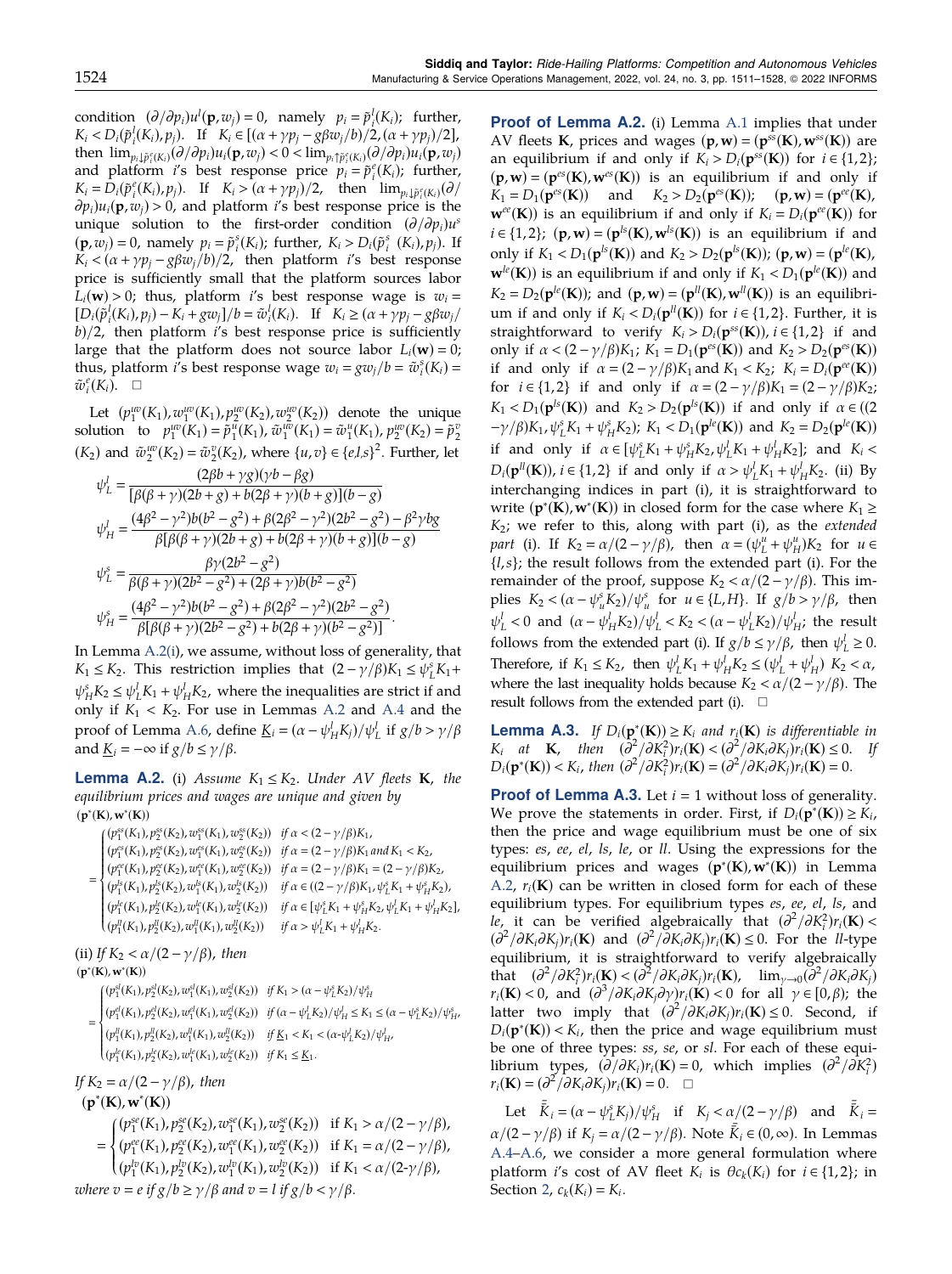condition $(\partial/\partial p_i)u^l(\mathbf{p}, w_j) = 0$, namely $p_i = \tilde{p}_i^l(K_i)$; further, $K_i < D_i(\tilde{p}_i^l(K_i), p_j)$. If $K_i \in [(\alpha + \gamma p_j - g\beta w_j/b)/2, (\alpha + \gamma p_j)/2]$, then $\lim_{p_i \downarrow \tilde{p}_i^e(K_i)} (\partial/\partial p_i) u_i(\mathbf{p}, w_j) < 0 < \lim_{p_i \uparrow \tilde{p}_i^e(K_i)} (\partial/\partial p_i) u_i(\mathbf{p}, w_j)$ and platform $i$'s best response price is $p_i = \tilde{p}_i^e(K_i)$; further, $K_i = D_i(\tilde{p}_i^e(K_i), p_j)$. If $K_i > (\alpha + \gamma p_j)/2$, then $\lim_{p_i \downarrow \tilde{p}_i^e(K_i)} (\partial/\partial p_i) u_i(\mathbf{p}, w_j) > 0$, and platform $i$'s best response price is the unique solution to the first-order condition $(\partial/\partial p_i) u^s(\mathbf{p}, w_j) = 0$, namely $p_i = \tilde{p}_i^s(K_i)$; further, $K_i > D_i(\tilde{p}_i^s(K_i), p_j)$. If $K_i < (\alpha + \gamma p_j - g\beta w_j/b)/2$, then platform $i$'s best response price is sufficiently small that the platform sources labor $L_i(\mathbf{w}) > 0$; thus, platform $i$'s best response wage is $w_i = [D_i(\tilde{p}_i^l(K_i), p_j) - K_i + g w_j]/b = \tilde{w}_i^l(K_i)$. If $K_i \geq (\alpha + \gamma p_j - g\beta w_j/b)/2$, then platform $i$'s best response price is sufficiently large that the platform does not source labor $L_i(\mathbf{w}) = 0$; thus, platform $i$'s best response wage $w_i = g w_j/b = \tilde{w}_i^s(K_i) = \tilde{w}_i^e(K_i)$. $\square$

Let $(p_1^{uv}(K_1), w_1^{uv}(K_1), p_2^{uv}(K_2), w_2^{uv}(K_2))$ denote the unique solution to $p_1^{uv}(K_1) = \tilde{p}_1^u(K_1)$, $\tilde{w}_1^{uv}(K_1) = \tilde{w}_1^u(K_1)$, $p_2^{uv}(K_2) = \tilde{p}_2^v(K_2)$ and $\tilde{w}_2^{uv}(K_2) = \tilde{w}_2^v(K_2)$, where $\{u, v\} \in \{e, l, s\}^2$. Further, let

$$\psi_L^l = \frac{(2\beta b + \gamma g)(\gamma b - \beta g)}{[\beta(\beta+\gamma)(2b+g) + b(2\beta+\gamma)(b+g)](b-g)}$$

$$\psi_H^l = \frac{(4\beta^2 - \gamma^2)b(b^2 - g^2) + \beta(2\beta^2 - \gamma^2)(2b^2 - g^2) - \beta^2\gamma b g}{\beta[\beta(\beta+\gamma)(2b+g) + b(2\beta+\gamma)(b+g)](b-g)}$$

$$\psi_L^s = \frac{\beta\gamma(2b^2 - g^2)}{\beta(\beta+\gamma)(2b^2 - g^2) + (2\beta+\gamma)b(b^2 - g^2)}$$

$$\psi_H^s = \frac{(4\beta^2 - \gamma^2)b(b^2 - g^2) + \beta(2\beta^2 - \gamma^2)(2b^2 - g^2)}{\beta[\beta(\beta+\gamma)(2b^2 - g^2) + b(2\beta+\gamma)(b^2 - g^2)]}.$$

In Lemma A.2(i), we assume, without loss of generality, that $K_1 \leq K_2$. This restriction implies that $(2 - \gamma/\beta)K_1 \leq \psi_L^s K_1 + \psi_H^s K_2 \leq \psi_L^l K_1 + \psi_H^l K_2$, where the inequalities are strict if and only if $K_1 < K_2$. For use in Lemmas A.2 and A.4 and the proof of Lemma A.6, define $\underline{K}_i = (\alpha - \psi_H^l K_2)/\psi_L^l$ if $g/b > \gamma/\beta$ and $\underline{K}_i = -\infty$ if $g/b \leq \gamma/\beta$.

**Lemma A.2.** (i) *Assume $K_1 \leq K_2$. Under AV fleets $\mathbf{K}$, the equilibrium prices and wages are unique and given by*

$$(\mathbf{p}^*(\mathbf{K}), \mathbf{w}^*(\mathbf{K})) = \begin{cases} (p_1^{ss}(K_1), p_2^{ss}(K_2), w_1^{ss}(K_1), w_2^{ss}(K_2)) & \text{if } \alpha < (2 - \gamma/\beta)K_1, \\ (p_1^{es}(K_1), p_2^{es}(K_2), w_1^{es}(K_1), w_2^{es}(K_2)) & \text{if } \alpha = (2 - \gamma/\beta)K_1 \text{ and } K_1 < K_2, \\ (p_1^{ee}(K_1), p_2^{ee}(K_2), w_1^{ee}(K_1), w_2^{ee}(K_2)) & \text{if } \alpha = (2 - \gamma/\beta)K_1 = (2 - \gamma/\beta)K_2, \\ (p_1^{ls}(K_1), p_2^{ls}(K_2), w_1^{ls}(K_1), w_2^{ls}(K_2)) & \text{if } \alpha \in ((2 - \gamma/\beta)K_1, \psi_L^s K_1 + \psi_H^s K_2), \\ (p_1^{le}(K_1), p_2^{le}(K_2), w_1^{le}(K_1), w_2^{le}(K_2)) & \text{if } \alpha \in [\psi_L^s K_1 + \psi_H^s K_2, \psi_L^l K_1 + \psi_H^l K_2], \\ (p_1^{ll}(K_1), p_2^{ll}(K_2), w_1^{ll}(K_1), w_2^{ll}(K_2)) & \text{if } \alpha > \psi_L^l K_1 + \psi_H^l K_2. \end{cases}$$

(ii) *If $K_2 < \alpha/(2 - \gamma/\beta)$, then*

$$(\mathbf{p}^*(\mathbf{K}), \mathbf{w}^*(\mathbf{K})) = \begin{cases} (p_1^{sl}(K_1), p_2^{sl}(K_2), w_1^{sl}(K_1), w_2^{sl}(K_2)) & \text{if } K_1 > (\alpha - \psi_L^s K_2)/\psi_H^s \\ (p_1^{el}(K_1), p_2^{el}(K_2), w_1^{el}(K_1), w_2^{el}(K_2)) & \text{if } (\alpha - \psi_L^l K_2)/\psi_H^l \leq K_1 \leq (\alpha - \psi_L^s K_2)/\psi_H^s, \\ (p_1^{ll}(K_1), p_2^{ll}(K_2), w_1^{ll}(K_1), w_2^{ll}(K_2)) & \text{if } \underline{K}_1 < K_1 < (\alpha - \psi_L^l K_2)/\psi_H^l, \\ (p_1^{le}(K_1), p_2^{le}(K_2), w_1^{le}(K_1), w_2^{le}(K_2)) & \text{if } K_1 \leq \underline{K}_1. \end{cases}$$

*If $K_2 = \alpha/(2 - \gamma/\beta)$, then*

$$(\mathbf{p}^*(\mathbf{K}), \mathbf{w}^*(\mathbf{K})) = \begin{cases} (p_1^{se}(K_1), p_2^{se}(K_2), w_1^{se}(K_1), w_2^{se}(K_2)) & \text{if } K_1 > \alpha/(2 - \gamma/\beta), \\ (p_1^{ee}(K_1), p_2^{ee}(K_2), w_1^{ee}(K_1), w_2^{ee}(K_2)) & \text{if } K_1 = \alpha/(2 - \gamma/\beta), \\ (p_1^{lv}(K_1), p_2^{lv}(K_2), w_1^{lv}(K_1), w_2^{lv}(K_2)) & \text{if } K_1 < \alpha/(2 - \gamma/\beta), \end{cases}$$

*where $v = e$ if $g/b \geq \gamma/\beta$ and $v = l$ if $g/b < \gamma/\beta$.*

**Proof of Lemma A.2.** (i) Lemma A.1 implies that under AV fleets $\mathbf{K}$, prices and wages $(\mathbf{p}, \mathbf{w}) = (\mathbf{p}^{ss}(\mathbf{K}), \mathbf{w}^{ss}(\mathbf{K}))$ are an equilibrium if and only if $K_i > D_i(\mathbf{p}^{ss}(\mathbf{K}))$ for $i \in \{1, 2\}$; $(\mathbf{p}, \mathbf{w}) = (\mathbf{p}^{es}(\mathbf{K}), \mathbf{w}^{es}(\mathbf{K}))$ is an equilibrium if and only if $K_1 = D_1(\mathbf{p}^{es}(\mathbf{K}))$ and $K_2 > D_2(\mathbf{p}^{es}(\mathbf{K}))$; $(\mathbf{p}, \mathbf{w}) = (\mathbf{p}^{ee}(\mathbf{K}), \mathbf{w}^{ee}(\mathbf{K}))$ is an equilibrium if and only if $K_i = D_i(\mathbf{p}^{ee}(\mathbf{K}))$ for $i \in \{1, 2\}$; $(\mathbf{p}, \mathbf{w}) = (\mathbf{p}^{ls}(\mathbf{K}), \mathbf{w}^{ls}(\mathbf{K}))$ is an equilibrium if and only if $K_1 < D_1(\mathbf{p}^{ls}(\mathbf{K}))$ and $K_2 > D_2(\mathbf{p}^{ls}(\mathbf{K}))$; $(\mathbf{p}, \mathbf{w}) = (\mathbf{p}^{le}(\mathbf{K}), \mathbf{w}^{le}(\mathbf{K}))$ is an equilibrium if and only if $K_1 < D_1(\mathbf{p}^{le}(\mathbf{K}))$ and $K_2 = D_2(\mathbf{p}^{le}(\mathbf{K}))$; and $(\mathbf{p}, \mathbf{w}) = (\mathbf{p}^{ll}(\mathbf{K}), \mathbf{w}^{ll}(\mathbf{K}))$ is an equilibrium if and only if $K_i < D_i(\mathbf{p}^{ll}(\mathbf{K}))$ for $i \in \{1, 2\}$. Further, it is straightforward to verify $K_i > D_i(\mathbf{p}^{ss}(\mathbf{K}))$, $i \in \{1, 2\}$ if and only if $\alpha < (2 - \gamma/\beta)K_1$; $K_1 = D_1(\mathbf{p}^{es}(\mathbf{K}))$ and $K_2 > D_2(\mathbf{p}^{es}(\mathbf{K}))$ if and only if $\alpha = (2 - \gamma/\beta)K_1$ and $K_1 < K_2$; $K_i = D_i(\mathbf{p}^{ee}(\mathbf{K}))$ for $i \in \{1, 2\}$ if and only if $\alpha = (2 - \gamma/\beta)K_1 = (2 - \gamma/\beta)K_2$; $K_1 < D_1(\mathbf{p}^{ls}(\mathbf{K}))$ and $K_2 > D_2(\mathbf{p}^{ls}(\mathbf{K}))$ if and only if $\alpha \in ((2 - \gamma/\beta)K_1, \psi_L^s K_1 + \psi_H^s K_2)$; $K_1 < D_1(\mathbf{p}^{le}(\mathbf{K}))$ and $K_2 = D_2(\mathbf{p}^{le}(\mathbf{K}))$ if and only if $\alpha \in [\psi_L^s K_1 + \psi_H^s K_2, \psi_L^l K_1 + \psi_H^l K_2]$; and $K_i < D_i(\mathbf{p}^{ll}(\mathbf{K}))$, $i \in \{1, 2\}$ if and only if $\alpha > \psi_L^l K_1 + \psi_H^l K_2$. (ii) By interchanging indices in part (i), it is straightforward to write $(\mathbf{p}^*(\mathbf{K}), \mathbf{w}^*(\mathbf{K}))$ in closed form for the case where $K_1 \geq K_2$; we refer to this, along with part (i), as the *extended part* (i). If $K_2 = \alpha/(2 - \gamma/\beta)$, then $\alpha = (\psi_L^u + \psi_H^u)K_2$ for $u \in \{l, s\}$; the result follows from the extended part (i). For the remainder of the proof, suppose $K_2 < \alpha/(2 - \gamma/\beta)$. This implies $K_2 < (\alpha - \psi_u^s K_2)/\psi_u^s$ for $u \in \{L, H\}$. If $g/b > \gamma/\beta$, then $\psi_L^l < 0$ and $(\alpha - \psi_H^l K_2)/\psi_L^l < K_2 < (\alpha - \psi_L^l K_2)/\psi_H^l$; the result follows from the extended part (i). If $g/b \leq \gamma/\beta$, then $\psi_L^l \geq 0$. Therefore, if $K_1 \leq K_2$, then $\psi_L^l K_1 + \psi_H^l K_2 \leq (\psi_L^l + \psi_H^l) K_2 < \alpha$, where the last inequality holds because $K_2 < \alpha/(2 - \gamma/\beta)$. The result follows from the extended part (i). $\square$

**Lemma A.3.** *If $D_i(\mathbf{p}^*(\mathbf{K})) \geq K_i$ and $r_i(\mathbf{K})$ is differentiable in $K_i$ at $\mathbf{K}$, then $(\partial^2/\partial K_i^2) r_i(\mathbf{K}) < (\partial^2/\partial K_i \partial K_j) r_i(\mathbf{K}) \leq 0$. If $D_i(\mathbf{p}^*(\mathbf{K})) < K_i$, then $(\partial^2/\partial K_i^2) r_i(\mathbf{K}) = (\partial^2/\partial K_i \partial K_j) r_i(\mathbf{K}) = 0$.*

**Proof of Lemma A.3.** Let $i = 1$ without loss of generality. We prove the statements in order. First, if $D_i(\mathbf{p}^*(\mathbf{K})) \geq K_i$, then the price and wage equilibrium must be one of six types: *es*, *ee*, *el*, *ls*, *le*, or *ll*. Using the expressions for the equilibrium prices and wages $(\mathbf{p}^*(\mathbf{K}), \mathbf{w}^*(\mathbf{K}))$ in Lemma A.2, $r_i(\mathbf{K})$ can be written in closed form for each of these equilibrium types. For equilibrium types *es*, *ee*, *el*, *ls*, and *le*, it can be verified algebraically that $(\partial^2/\partial K_i^2) r_i(\mathbf{K}) < (\partial^2/\partial K_i \partial K_j) r_i(\mathbf{K})$ and $(\partial^2/\partial K_i \partial K_j) r_i(\mathbf{K}) \leq 0$. For the *ll*-type equilibrium, it is straightforward to verify algebraically that $(\partial^2/\partial K_i^2) r_i(\mathbf{K}) < (\partial^2/\partial K_i \partial K_j) r_i(\mathbf{K})$, $\lim_{\gamma \to 0} (\partial^2/\partial K_i \partial K_j) r_i(\mathbf{K}) < 0$, and $(\partial^3/\partial K_i \partial K_j \partial \gamma) r_i(\mathbf{K}) < 0$ for all $\gamma \in [0, \beta)$; the latter two imply that $(\partial^2/\partial K_i \partial K_j) r_i(\mathbf{K}) \leq 0$. Second, if $D_i(\mathbf{p}^*(\mathbf{K})) < K_i$, then the price and wage equilibrium must be one of three types: *ss*, *se*, or *sl*. For each of these equilibrium types, $(\partial/\partial K_i) r_i(\mathbf{K}) = 0$, which implies $(\partial^2/\partial K_i^2) r_i(\mathbf{K}) = (\partial^2/\partial K_i \partial K_j) r_i(\mathbf{K}) = 0$. $\square$

Let $\bar{\bar{K}}_i = (\alpha - \psi_L^s K_j)/\psi_H^s$ if $K_j < \alpha/(2 - \gamma/\beta)$ and $\bar{\bar{K}}_i = \alpha/(2 - \gamma/\beta)$ if $K_j = \alpha/(2 - \gamma/\beta)$. Note $\bar{\bar{K}}_i \in (0, \infty)$. In Lemmas A.4–A.6, we consider a more general formulation where platform $i$'s cost of AV fleet $K_i$ is $\theta c_k(K_i)$ for $i \in \{1, 2\}$; in Section 2, $c_k(K_i) = K_i$.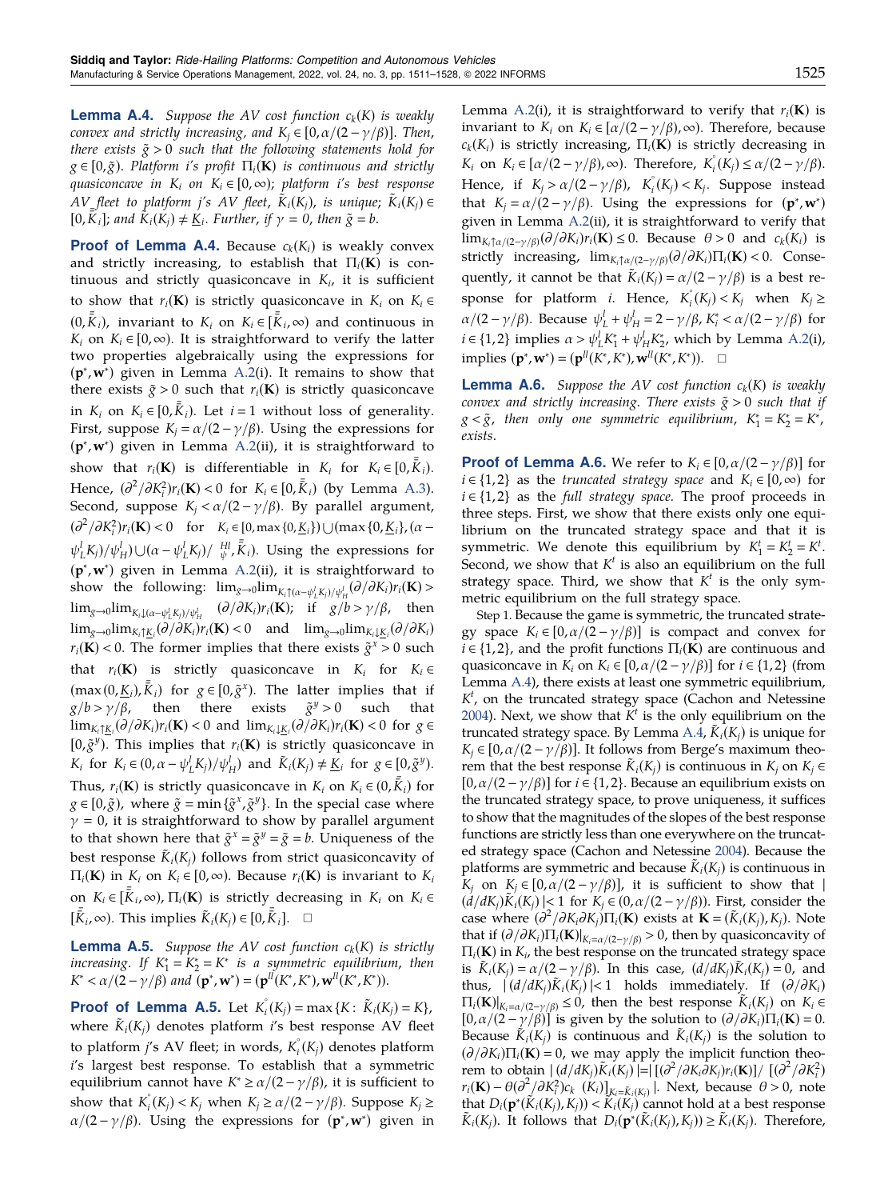**Lemma A.4.** *Suppose the AV cost function $c_k(K)$ is weakly convex and strictly increasing, and $K_j \in [0, \alpha/(2-\gamma/\beta)]$. Then, there exists $\tilde{g} > 0$ such that the following statements hold for $g \in [0, \tilde{g})$. Platform $i$'s profit $\Pi_i(\mathbf{K})$ is continuous and strictly quasiconcave in $K_i$ on $K_i \in [0, \infty)$; platform $i$'s best response AV fleet to platform $j$'s AV fleet, $\tilde{K}_i(K_j)$, is unique; $\tilde{K}_i(K_j) \in [0, \bar{\bar{K}}_i]$; and $\tilde{K}_i(K_j) \neq \underline{K}_i$. Further, if $\gamma = 0$, then $\tilde{g} = b$.*

**Proof of Lemma A.4.** Because $c_k(K_i)$ is weakly convex and strictly increasing, to establish that $\Pi_i(\mathbf{K})$ is continuous and strictly quasiconcave in $K_i$, it is sufficient to show that $r_i(\mathbf{K})$ is strictly quasiconcave in $K_i$ on $K_i \in (0, \bar{\bar{K}}_i)$, invariant to $K_i$ on $K_i \in [\bar{\bar{K}}_i, \infty)$ and continuous in $K_i$ on $K_i \in [0, \infty)$. It is straightforward to verify the latter two properties algebraically using the expressions for $(\mathbf{p}^*, \mathbf{w}^*)$ given in Lemma A.2(i). It remains to show that there exists $\tilde{g} > 0$ such that $r_i(\mathbf{K})$ is strictly quasiconcave in $K_i$ on $K_i \in [0, \bar{\bar{K}}_i)$. Let $i = 1$ without loss of generality. First, suppose $K_j = \alpha/(2-\gamma/\beta)$. Using the expressions for $(\mathbf{p}^*, \mathbf{w}^*)$ given in Lemma A.2(ii), it is straightforward to show that $r_i(\mathbf{K})$ is differentiable in $K_i$ for $K_i \in [0, \bar{\bar{K}}_i)$. Hence, $(\partial^2/\partial K_i^2) r_i(\mathbf{K}) < 0$ for $K_i \in [0, \bar{\bar{K}}_i)$ (by Lemma A.3). Second, suppose $K_j < \alpha/(2-\gamma/\beta)$. By parallel argument, $(\partial^2/\partial K_i^2) r_i(\mathbf{K}) < 0$ for $K_i \in [0, \max\{0, \underline{K}_i\}) \cup (\max\{0, \underline{K}_i\}, (\alpha - \psi_L^l K_j)/\psi_H^l) \cup (\alpha - \psi_L^l K_j)/ \, {}^{Hl}_{\psi}, \bar{\bar{K}}_i)$. Using the expressions for $(\mathbf{p}^*, \mathbf{w}^*)$ given in Lemma A.2(ii), it is straightforward to show the following: $\lim_{g \to 0} \lim_{K_i \uparrow (\alpha - \psi_L^l K_j)/\psi_H^l} (\partial/\partial K_i) r_i(\mathbf{K}) > \lim_{g \to 0} \lim_{K_i \downarrow (\alpha - \psi_L^l K_j)/\psi_H^l} (\partial/\partial K_i) r_i(\mathbf{K})$; if $g/b > \gamma/\beta$, then $\lim_{g \to 0} \lim_{K_i \uparrow \underline{K}_i} (\partial/\partial K_i) r_i(\mathbf{K}) < 0$ and $\lim_{g \to 0} \lim_{K_i \downarrow \underline{K}_i} (\partial/\partial K_i) r_i(\mathbf{K}) < 0$. The former implies that there exists $\tilde{g}^x > 0$ such that $r_i(\mathbf{K})$ is strictly quasiconcave in $K_i$ for $K_i \in (\max(0, \underline{K}_i), \bar{\bar{K}}_i)$ for $g \in [0, \tilde{g}^x)$. The latter implies that if $g/b > \gamma/\beta$, then there exists $\tilde{g}^y > 0$ such that $\lim_{K_i \uparrow \underline{K}_i} (\partial/\partial K_i) r_i(\mathbf{K}) < 0$ and $\lim_{K_i \downarrow \underline{K}_i} (\partial/\partial K_i) r_i(\mathbf{K}) < 0$ for $g \in [0, \tilde{g}^y)$. This implies that $r_i(\mathbf{K})$ is strictly quasiconcave in $K_i$ for $K_i \in (0, \alpha - \psi_L^l K_j)/\psi_H^l)$ and $\tilde{K}_i(K_j) \neq \underline{K}_i$ for $g \in [0, \tilde{g}^y)$. Thus, $r_i(\mathbf{K})$ is strictly quasiconcave in $K_i$ on $K_i \in (0, \bar{\bar{K}}_i)$ for $g \in [0, \tilde{g})$, where $\tilde{g} = \min\{\tilde{g}^x, \tilde{g}^y\}$. In the special case where $\gamma = 0$, it is straightforward to show by parallel argument to that shown here that $\tilde{g}^x = \tilde{g}^y = \tilde{g} = b$. Uniqueness of the best response $\tilde{K}_i(K_j)$ follows from strict quasiconcavity of $\Pi_i(\mathbf{K})$ in $K_i$ on $K_i \in [0, \infty)$. Because $r_i(\mathbf{K})$ is invariant to $K_i$ on $K_i \in [\bar{\bar{K}}_i, \infty)$, $\Pi_i(\mathbf{K})$ is strictly decreasing in $K_i$ on $K_i \in [\bar{\bar{K}}_i, \infty)$. This implies $\tilde{K}_i(K_j) \in [0, \bar{\bar{K}}_i]$. $\square$

**Lemma A.5.** *Suppose the AV cost function $c_k(K)$ is strictly increasing. If $K_1^* = K_2^* = K^*$ is a symmetric equilibrium, then $K^* < \alpha/(2-\gamma/\beta)$ and $(\mathbf{p}^*, \mathbf{w}^*) = (\mathbf{p}^{ll}(K^*, K^*), \mathbf{w}^{ll}(K^*, K^*))$.*

**Proof of Lemma A.5.** Let $K_i^{\circ}(K_j) = \max\{K : \tilde{K}_i(K_j) = K\}$, where $\tilde{K}_i(K_j)$ denotes platform $i$'s best response AV fleet to platform $j$'s AV fleet; in words, $K_i^{\circ}(K_j)$ denotes platform $i$'s largest best response. To establish that a symmetric equilibrium cannot have $K^* \geq \alpha/(2-\gamma/\beta)$, it is sufficient to show that $K_i^{\circ}(K_j) < K_j$ when $K_j \geq \alpha/(2-\gamma/\beta)$. Suppose $K_j \geq \alpha/(2-\gamma/\beta)$. Using the expressions for $(\mathbf{p}^*, \mathbf{w}^*)$ given in Lemma A.2(i), it is straightforward to verify that $r_i(\mathbf{K})$ is invariant to $K_i$ on $K_i \in [\alpha/(2-\gamma/\beta), \infty)$. Therefore, because $c_k(K_i)$ is strictly increasing, $\Pi_i(\mathbf{K})$ is strictly decreasing in $K_i$ on $K_i \in [\alpha/(2-\gamma/\beta), \infty)$. Therefore, $K_i^{\circ}(K_j) \leq \alpha/(2-\gamma/\beta)$. Hence, if $K_j > \alpha/(2-\gamma/\beta)$, $K_i^{\circ}(K_j) < K_j$. Suppose instead that $K_j = \alpha/(2-\gamma/\beta)$. Using the expressions for $(\mathbf{p}^*, \mathbf{w}^*)$ given in Lemma A.2(ii), it is straightforward to verify that $\lim_{K_i \uparrow \alpha/(2-\gamma/\beta)} (\partial/\partial K_i) r_i(\mathbf{K}) \leq 0$. Because $\theta > 0$ and $c_k(K_i)$ is strictly increasing, $\lim_{K_i \uparrow \alpha/(2-\gamma/\beta)} (\partial/\partial K_i) \Pi_i(\mathbf{K}) < 0$. Consequently, it cannot be that $\tilde{K}_i(K_j) = \alpha/(2-\gamma/\beta)$ is a best response for platform $i$. Hence, $K_i^{\circ}(K_j) < K_j$ when $K_j \geq \alpha/(2-\gamma/\beta)$. Because $\psi_L^l + \psi_H^l = 2 - \gamma/\beta$, $K_i^* < \alpha/(2-\gamma/\beta)$ for $i \in \{1, 2\}$ implies $\alpha > \psi_L^l K_1^* + \psi_H^l K_2^*$, which by Lemma A.2(i), implies $(\mathbf{p}^*, \mathbf{w}^*) = (\mathbf{p}^{ll}(K^*, K^*), \mathbf{w}^{ll}(K^*, K^*))$. $\square$

**Lemma A.6.** *Suppose the AV cost function $c_k(K)$ is weakly convex and strictly increasing. There exists $\tilde{g} > 0$ such that if $g < \tilde{g}$, then only one symmetric equilibrium, $K_1^* = K_2^* = K^*$, exists.*

**Proof of Lemma A.6.** We refer to $K_i \in [0, \alpha/(2-\gamma/\beta)]$ for $i \in \{1, 2\}$ as the *truncated strategy space* and $K_i \in [0, \infty)$ for $i \in \{1, 2\}$ as the *full strategy space*. The proof proceeds in three steps. First, we show that there exists only one equilibrium on the truncated strategy space and that it is symmetric. We denote this equilibrium by $K_1^t = K_2^t = K^t$. Second, we show that $K^t$ is also an equilibrium on the full strategy space. Third, we show that $K^t$ is the only symmetric equilibrium on the full strategy space.

Step 1. Because the game is symmetric, the truncated strategy space $K_i \in [0, \alpha/(2-\gamma/\beta)]$ is compact and convex for $i \in \{1, 2\}$, and the profit functions $\Pi_i(\mathbf{K})$ are continuous and quasiconcave in $K_i$ on $K_i \in [0, \alpha/(2-\gamma/\beta)]$ for $i \in \{1, 2\}$ (from Lemma A.4), there exists at least one symmetric equilibrium, $K^t$, on the truncated strategy space (Cachon and Netessine 2004). Next, we show that $K^t$ is the only equilibrium on the truncated strategy space. By Lemma A.4, $\tilde{K}_i(K_j)$ is unique for $K_j \in [0, \alpha/(2-\gamma/\beta)]$. It follows from Berge's maximum theorem that the best response $\tilde{K}_i(K_j)$ is continuous in $K_j$ on $K_j \in [0, \alpha/(2-\gamma/\beta)]$ for $i \in \{1, 2\}$. Because an equilibrium exists on the truncated strategy space, to prove uniqueness, it suffices to show that the magnitudes of the slopes of the best response functions are strictly less than one everywhere on the truncated strategy space (Cachon and Netessine 2004). Because the platforms are symmetric and because $\tilde{K}_i(K_j)$ is continuous in $K_j$ on $K_j \in [0, \alpha/(2-\gamma/\beta)]$, it is sufficient to show that $|(d/dK_j)\tilde{K}_i(K_j)| < 1$ for $K_j \in (0, \alpha/(2-\gamma/\beta))$. First, consider the case where $(\partial^2/\partial K_i \partial K_j)\Pi_i(\mathbf{K})$ exists at $\mathbf{K} = (\tilde{K}_i(K_j), K_j)$. Note that if $(\partial/\partial K_i)\Pi_i(\mathbf{K})|_{K_i = \alpha/(2-\gamma/\beta)} > 0$, then by quasiconcavity of $\Pi_i(\mathbf{K})$ in $K_i$, the best response on the truncated strategy space is $\tilde{K}_i(K_j) = \alpha/(2-\gamma/\beta)$. In this case, $(d/dK_j)\tilde{K}_i(K_j) = 0$, and thus, $|(d/dK_j)\tilde{K}_i(K_j)| < 1$ holds immediately. If $(\partial/\partial K_i)\Pi_i(\mathbf{K})|_{K_i = \alpha/(2-\gamma/\beta)} \leq 0$, then the best response $\tilde{K}_i(K_j)$ on $K_i \in [0, \alpha/(2-\gamma/\beta)]$ is given by the solution to $(\partial/\partial K_i)\Pi_i(\mathbf{K}) = 0$. Because $\tilde{K}_i(K_j)$ is continuous and $\tilde{K}_i(K_j)$ is the solution to $(\partial/\partial K_i)\Pi_i(\mathbf{K}) = 0$, we may apply the implicit function theorem to obtain $|(d/dK_j)\tilde{K}_i(K_j)| = |[(\partial^2/\partial K_i \partial K_j) r_i(\mathbf{K})] / [(\partial^2/\partial K_i^2) r_i(\mathbf{K}) - \theta(\partial^2/\partial K_i^2) c_k(K_i)]_{K_i = \tilde{K}_i(K_j)}|$. Next, because $\theta > 0$, note that $D_i(\mathbf{p}^*(\tilde{K}_i(K_j), K_j)) < \tilde{K}_i(K_j)$ cannot hold at a best response $\tilde{K}_i(K_j)$. It follows that $D_i(\mathbf{p}^*(\tilde{K}_i(K_j), K_j)) \geq \tilde{K}_i(K_j)$. Therefore,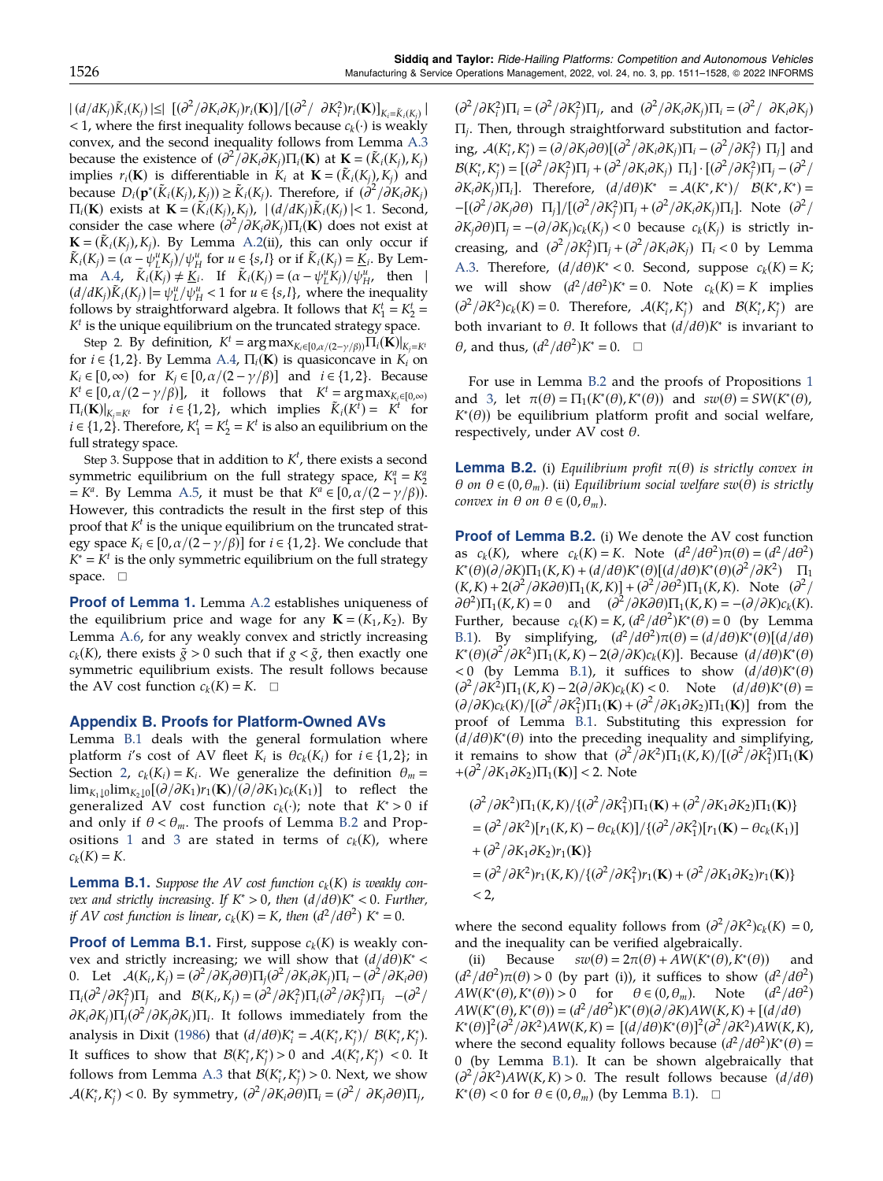$|(d/dK_j)\tilde{K}_i(K_j)| \leq |[(\partial^2/\partial K_i \partial K_j) r_i(\mathbf{K})]/[(\partial^2/\partial K_i^2) r_i(\mathbf{K})]_{K_i=\tilde{K}_i(K_j)}| < 1$, where the first inequality follows because $c_k(\cdot)$ is weakly convex, and the second inequality follows from Lemma A.3 because the existence of $(\partial^2/\partial K_i \partial K_j)\Pi_i(\mathbf{K})$ at $\mathbf{K} = (\tilde{K}_i(K_j), K_j)$ implies $r_i(\mathbf{K})$ is differentiable in $K_i$ at $\mathbf{K} = (\tilde{K}_i(K_j), K_j)$ and because $D_i(\mathbf{p}^*(\tilde{K}_i(K_j), K_j)) \geq \tilde{K}_i(K_j)$. Therefore, if $(\partial^2/\partial K_i \partial K_j)\Pi_i(\mathbf{K})$ exists at $\mathbf{K} = (\tilde{K}_i(K_j), K_j)$, $|(d/dK_j)\tilde{K}_i(K_j)| < 1$. Second, consider the case where $(\partial^2/\partial K_i \partial K_j)\Pi_i(\mathbf{K})$ does not exist at $\mathbf{K} = (\tilde{K}_i(K_j), K_j)$. By Lemma A.2(ii), this can only occur if $\tilde{K}_i(K_j) = (\alpha - \psi_L^u K_j)/\psi_H^u$ for $u \in \{s, l\}$ or if $\tilde{K}_i(K_j) = \underline{K}_i$. By Lemma A.4, $\tilde{K}_i(K_j) \neq \underline{K}_i$. If $\tilde{K}_i(K_j) = (\alpha - \psi_L^u K_j)/\psi_H^u$, then $|(d/dK_j)\tilde{K}_i(K_j)| = \psi_L^u/\psi_H^u < 1$ for $u \in \{s, l\}$, where the inequality follows by straightforward algebra. It follows that $K_1^t = K_2^t = K^t$ is the unique equilibrium on the truncated strategy space.

Step 2. By definition, $K^t = \arg\max_{K_i \in [0, \alpha/(2-\gamma/\beta)]} \Pi_i(\mathbf{K})|_{K_j = K^t}$ for $i \in \{1, 2\}$. By Lemma A.4, $\Pi_i(\mathbf{K})$ is quasiconcave in $K_i$ on $K_i \in [0, \infty)$ for $K_j \in [0, \alpha/(2-\gamma/\beta)]$ and $i \in \{1, 2\}$. Because $K^t \in [0, \alpha/(2-\gamma/\beta)]$, it follows that $K^t = \arg\max_{K_i \in [0, \infty)} \Pi_i(\mathbf{K})|_{K_j = K^t}$ for $i \in \{1, 2\}$, which implies $\tilde{K}_i(K^t) = K^t$ for $i \in \{1, 2\}$. Therefore, $K_1^t = K_2^t = K^t$ is also an equilibrium on the full strategy space.

Step 3. Suppose that in addition to $K^t$, there exists a second symmetric equilibrium on the full strategy space, $K_1^a = K_2^a = K^a$. By Lemma A.5, it must be that $K^a \in [0, \alpha/(2-\gamma/\beta))$. However, this contradicts the result in the first step of this proof that $K^t$ is the unique equilibrium on the truncated strategy space $K_i \in [0, \alpha/(2-\gamma/\beta)]$ for $i \in \{1, 2\}$. We conclude that $K^* = K^t$ is the only symmetric equilibrium on the full strategy space. □

**Proof of Lemma 1.** Lemma A.2 establishes uniqueness of the equilibrium price and wage for any $\mathbf{K} = (K_1, K_2)$. By Lemma A.6, for any weakly convex and strictly increasing $c_k(K)$, there exists $\tilde{g} > 0$ such that if $g < \tilde{g}$, then exactly one symmetric equilibrium exists. The result follows because the AV cost function $c_k(K) = K$. □

## Appendix B. Proofs for Platform-Owned AVs

Lemma B.1 deals with the general formulation where platform $i$'s cost of AV fleet $K_i$ is $\theta c_k(K_i)$ for $i \in \{1, 2\}$; in Section 2, $c_k(K_i) = K_i$. We generalize the definition $\theta_m = \lim_{K_1 \downarrow 0} \lim_{K_2 \downarrow 0} [(\partial/\partial K_1) r_1(\mathbf{K})/(\partial/\partial K_1) c_k(K_1)]$ to reflect the generalized AV cost function $c_k(\cdot)$; note that $K^* > 0$ if and only if $\theta < \theta_m$. The proofs of Lemma B.2 and Propositions 1 and 3 are stated in terms of $c_k(K)$, where $c_k(K) = K$.

**Lemma B.1.** *Suppose the AV cost function $c_k(K)$ is weakly convex and strictly increasing. If $K^* > 0$, then $(d/d\theta)K^* < 0$. Further, if AV cost function is linear, $c_k(K) = K$, then $(d^2/d\theta^2)K^* = 0$.*

**Proof of Lemma B.1.** First, suppose $c_k(K)$ is weakly convex and strictly increasing; we will show that $(d/d\theta)K^* < 0$. Let $\mathcal{A}(K_i, K_j) = (\partial^2/\partial K_j \partial \theta)\Pi_j(\partial^2/\partial K_i \partial \theta)\Pi_i - (\partial^2/\partial K_i \partial \theta)\Pi_i(\partial^2/\partial K_j^2)\Pi_j$ and $\mathcal{B}(K_i, K_j) = (\partial^2/\partial K_i^2)\Pi_i(\partial^2/\partial K_j^2)\Pi_j - (\partial^2/\partial K_i \partial K_j)\Pi_j(\partial^2/\partial K_j \partial K_i)\Pi_i$. It follows immediately from the analysis in Dixit (1986) that $(d/d\theta)K_i^* = \mathcal{A}(K_i^*, K_j^*)/\mathcal{B}(K_i^*, K_j^*)$. It suffices to show that $\mathcal{B}(K_i^*, K_j^*) > 0$ and $\mathcal{A}(K_i^*, K_j^*) < 0$. It follows from Lemma A.3 that $\mathcal{B}(K_i^*, K_j^*) > 0$. Next, we show $\mathcal{A}(K_i^*, K_j^*) < 0$. By symmetry, $(\partial^2/\partial K_i \partial \theta)\Pi_i = (\partial^2/\partial K_j \partial \theta)\Pi_j$, $(\partial^2/\partial K_i^2)\Pi_i = (\partial^2/\partial K_j^2)\Pi_j$, and $(\partial^2/\partial K_i \partial K_j)\Pi_i = (\partial^2/\partial K_i \partial K_j)\Pi_j$. Then, through straightforward substitution and factoring, $\mathcal{A}(K_i^*, K_j^*) = (\partial/\partial K_j \partial \theta)[(\partial^2/\partial K_i \partial K_j)\Pi_i - (\partial^2/\partial K_j^2)\Pi_j]$ and $\mathcal{B}(K_i^*, K_j^*) = [(\partial^2/\partial K_j^2)\Pi_j + (\partial^2/\partial K_i \partial K_j)\Pi_i] \cdot [(\partial^2/\partial K_j^2)\Pi_j - (\partial^2/\partial K_i \partial K_j)\Pi_i]$. Therefore, $(d/d\theta)K^* = \mathcal{A}(K^*, K^*)/\mathcal{B}(K^*, K^*) = -[(\partial^2/\partial K_j \partial \theta)\Pi_j]/[(\partial^2/\partial K_j^2)\Pi_j + (\partial^2/\partial K_i \partial K_j)\Pi_i]$. Note $(\partial^2/\partial K_j \partial \theta)\Pi_j = -(\partial/\partial K_j)c_k(K_j) < 0$ because $c_k(K_j)$ is strictly increasing, and $(\partial^2/\partial K_j^2)\Pi_j + (\partial^2/\partial K_i \partial K_j)\Pi_i < 0$ by Lemma A.3. Therefore, $(d/d\theta)K^* < 0$. Second, suppose $c_k(K) = K$; we will show $(d^2/d\theta^2)K^* = 0$. Note $c_k(K) = K$ implies $(\partial^2/\partial K^2)c_k(K) = 0$. Therefore, $\mathcal{A}(K_i^*, K_j^*)$ and $\mathcal{B}(K_i^*, K_j^*)$ are both invariant to $\theta$. It follows that $(d/d\theta)K^*$ is invariant to $\theta$, and thus, $(d^2/d\theta^2)K^* = 0$. □

For use in Lemma B.2 and the proofs of Propositions 1 and 3, let $\pi(\theta) = \Pi_1(K^*(\theta), K^*(\theta))$ and $sw(\theta) = SW(K^*(\theta), K^*(\theta))$ be equilibrium platform profit and social welfare, respectively, under AV cost $\theta$.

**Lemma B.2.** *(i) Equilibrium profit $\pi(\theta)$ is strictly convex in $\theta$ on $\theta \in (0, \theta_m)$. (ii) Equilibrium social welfare $sw(\theta)$ is strictly convex in $\theta$ on $\theta \in (0, \theta_m)$.*

**Proof of Lemma B.2.** (i) We denote the AV cost function as $c_k(K)$, where $c_k(K) = K$. Note $(d^2/d\theta^2)\pi(\theta) = (d^2/d\theta^2)K^*(\theta)(\partial/\partial K)\Pi_1(K, K) + (d/d\theta)K^*(\theta)[(d/d\theta)K^*(\theta)(\partial^2/\partial K^2)\Pi_1(K, K) + 2(\partial^2/\partial K \partial \theta)\Pi_1(K, K)] + (\partial^2/\partial \theta^2)\Pi_1(K, K)$. Note $(\partial^2/\partial \theta^2)\Pi_1(K, K) = 0$ and $(\partial^2/\partial K \partial \theta)\Pi_1(K, K) = -(\partial/\partial K)c_k(K)$. Further, because $c_k(K) = K$, $(d^2/d\theta^2)K^*(\theta) = 0$ (by Lemma B.1). By simplifying, $(d^2/d\theta^2)\pi(\theta) = (d/d\theta)K^*(\theta)[(d/d\theta)K^*(\theta)(\partial^2/\partial K^2)\Pi_1(K, K) - 2(\partial/\partial K)c_k(K)]$. Because $(d/d\theta)K^*(\theta) < 0$ (by Lemma B.1), it suffices to show $(d/d\theta)K^*(\theta)(\partial^2/\partial K^2)\Pi_1(K, K) - 2(\partial/\partial K)c_k(K) < 0$. Note $(d/d\theta)K^*(\theta) = (\partial/\partial K)c_k(K)/[(\partial^2/\partial K_1^2)\Pi_1(\mathbf{K}) + (\partial^2/\partial K_1 \partial K_2)\Pi_1(\mathbf{K})]$ from the proof of Lemma B.1. Substituting this expression for $(d/d\theta)K^*(\theta)$ into the preceding inequality and simplifying, it remains to show that $(\partial^2/\partial K^2)\Pi_1(K, K)/[(\partial^2/\partial K_1^2)\Pi_1(\mathbf{K}) + (\partial^2/\partial K_1 \partial K_2)\Pi_1(\mathbf{K})] < 2$. Note

$$
\begin{aligned}
&(\partial^2/\partial K^2)\Pi_1(K, K)/\{(\partial^2/\partial K_1^2)\Pi_1(\mathbf{K}) + (\partial^2/\partial K_1 \partial K_2)\Pi_1(\mathbf{K})\} \\
&= (\partial^2/\partial K^2)[r_1(K, K) - \theta c_k(K)]/\{(\partial^2/\partial K_1^2)[r_1(\mathbf{K}) - \theta c_k(K_1)] \\
&\quad + (\partial^2/\partial K_1 \partial K_2) r_1(\mathbf{K})\} \\
&= (\partial^2/\partial K^2) r_1(K, K)/\{(\partial^2/\partial K_1^2) r_1(\mathbf{K}) + (\partial^2/\partial K_1 \partial K_2) r_1(\mathbf{K})\} \\
&< 2,
\end{aligned}
$$

where the second equality follows from $(\partial^2/\partial K^2)c_k(K) = 0$, and the inequality can be verified algebraically.

(ii) Because $sw(\theta) = 2\pi(\theta) + AW(K^*(\theta), K^*(\theta))$ and $(d^2/d\theta^2)\pi(\theta) > 0$ (by part (i)), it suffices to show $(d^2/d\theta^2)AW(K^*(\theta), K^*(\theta)) > 0$ for $\theta \in (0, \theta_m)$. Note $(d^2/d\theta^2)AW(K^*(\theta), K^*(\theta)) = (d^2/d\theta^2)K^*(\theta)(\partial/\partial K)AW(K, K) + [(d/d\theta)K^*(\theta)]^2(\partial^2/\partial K^2)AW(K, K) = [(d/d\theta)K^*(\theta)]^2(\partial^2/\partial K^2)AW(K, K)$, where the second equality follows because $(d^2/d\theta^2)K^*(\theta) = 0$ (by Lemma B.1). It can be shown algebraically that $(\partial^2/\partial K^2)AW(K, K) > 0$. The result follows because $(d/d\theta)K^*(\theta) < 0$ for $\theta \in (0, \theta_m)$ (by Lemma B.1). □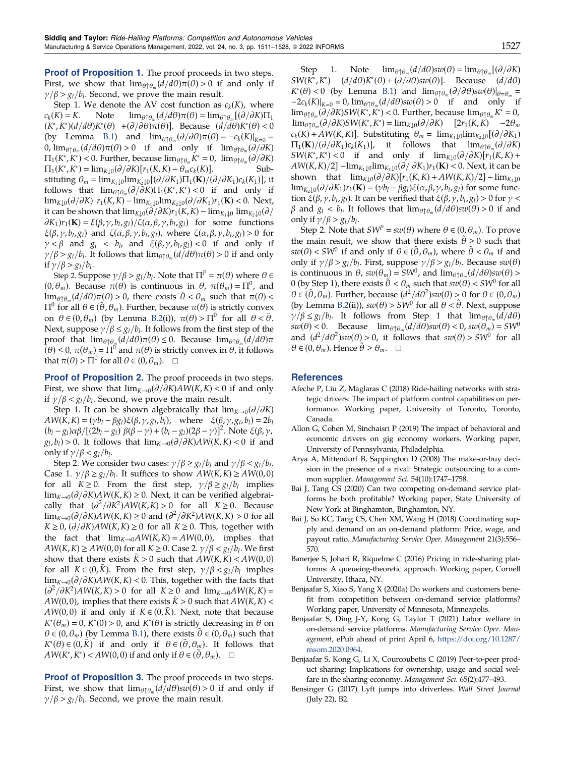**Proof of Proposition 1.** The proof proceeds in two steps. First, we show that $\lim_{\theta\uparrow\theta_m}(d/d\theta)\pi(\theta) > 0$ if and only if $\gamma/\beta > g_l/b_l$. Second, we prove the main result.

Step 1. We denote the AV cost function as $c_k(K)$, where $c_k(K) = K$. Note $\lim_{\theta\uparrow\theta_m}(d/d\theta)\pi(\theta) = \lim_{\theta\uparrow\theta_m}[(\partial/\partial K)\Pi_1(K^*,K^*)(d/d\theta)K^*(\theta) + (\partial/\partial\theta)\pi(\theta)]$. Because $(d/d\theta)K^*(\theta) < 0$ (by Lemma B.1) and $\lim_{\theta\uparrow\theta_m}(\partial/\partial\theta)\pi(\theta) = -c_k(K)|_{K=0} = 0$, $\lim_{\theta\uparrow\theta_m}(d/d\theta)\pi(\theta) > 0$ if and only if $\lim_{\theta\uparrow\theta_m}(\partial/\partial K)\Pi_1(K^*,K^*) < 0$. Further, because $\lim_{\theta\uparrow\theta_m}K^* = 0$, $\lim_{\theta\uparrow\theta_m}(\partial/\partial K)\Pi_1(K^*,K^*) = \lim_{K\downarrow 0}(\partial/\partial K)[r_1(K,K) - \theta_m c_k(K)]$. Substituting $\theta_m = \lim_{K_1\downarrow 0}\lim_{K_2\downarrow 0}[(\partial/\partial K_1)\Pi_1(\mathbf{K})/(\partial/\partial K_1)c_k(K_1)]$, it follows that $\lim_{\theta\uparrow\theta_m}(\partial/\partial K)\Pi_1(K^*,K^*) < 0$ if and only if $\lim_{K\downarrow 0}(\partial/\partial K)\, r_1(K,K) - \lim_{K_1\downarrow 0}\lim_{K_2\downarrow 0}(\partial/\partial K_1)r_1(\mathbf{K}) < 0$. Next, it can be shown that $\lim_{K\downarrow 0}(\partial/\partial K)r_1(K,K) - \lim_{K_1\downarrow 0}\lim_{K_2\downarrow 0}(\partial/\partial K_1)r_1(\mathbf{K}) = \xi(\beta,\gamma,b_l,g_l)/\zeta(\alpha,\beta,\gamma,b_l,g_l)$ for some functions $\xi(\beta,\gamma,b_l,g_l)$ and $\zeta(\alpha,\beta,\gamma,b_l,g_l)$, where $\zeta(\alpha,\beta,\gamma,b_l,g_l) > 0$ for $\gamma < \beta$ and $g_l < b_l$, and $\xi(\beta,\gamma,b_l,g_l) < 0$ if and only if $\gamma/\beta > g_l/b_l$. It follows that $\lim_{\theta\uparrow\theta_m}(d/d\theta)\pi(\theta) > 0$ if and only if $\gamma/\beta > g_l/b_l$.

Step 2. Suppose $\gamma/\beta > g_l/b_l$. Note that $\Pi^P = \pi(\theta)$ where $\theta \in (0,\theta_m)$. Because $\pi(\theta)$ is continuous in $\theta$, $\pi(\theta_m) = \Pi^0$, and $\lim_{\theta\uparrow\theta_m}(d/d\theta)\pi(\theta) > 0$, there exists $\bar{\theta} < \theta_m$ such that $\pi(\theta) < \Pi^0$ for all $\theta \in (\bar{\theta},\theta_m)$. Further, because $\pi(\theta)$ is strictly convex on $\theta \in (0,\theta_m)$ (by Lemma B.2(i)), $\pi(\theta) > \Pi^0$ for all $\theta < \bar{\theta}$. Next, suppose $\gamma/\beta \le g_l/b_l$. It follows from the first step of the proof that $\lim_{\theta\uparrow\theta_m}(d/d\theta)\pi(\theta) \le 0$. Because $\lim_{\theta\uparrow\theta_m}(d/d\theta)\pi(\theta) \le 0$, $\pi(\theta_m) = \Pi^0$ and $\pi(\theta)$ is strictly convex in $\theta$, it follows that $\pi(\theta) > \Pi^0$ for all $\theta \in (0,\theta_m)$. $\square$

**Proof of Proposition 2.** The proof proceeds in two steps. First, we show that $\lim_{K\to 0}(\partial/\partial K)AW(K,K) < 0$ if and only if $\gamma/\beta < g_l/b_l$. Second, we prove the main result.

Step 1. It can be shown algebraically that $\lim_{K\to 0}(\partial/\partial K)AW(K,K) = (\gamma b_l - \beta g_l)\xi(\beta,\gamma,g_l,b_l)$, where $\xi(\beta,\gamma,g_l,b_l) = 2b_l(b_l - g_l)\alpha\beta/[(2b_l - g_l)\beta(\beta-\gamma) + (b_l - g_l)(2\beta-\gamma)]^2$. Note $\xi(\beta,\gamma,g_l,b_l) > 0$. It follows that $\lim_{K\to 0}(\partial/\partial K)AW(K,K) < 0$ if and only if $\gamma/\beta < g_l/b_l$.

Step 2. We consider two cases: $\gamma/\beta \ge g_l/b_l$ and $\gamma/\beta < g_l/b_l$. Case 1. $\gamma/\beta \ge g_l/b_l$. It suffices to show $AW(K,K) \ge AW(0,0)$ for all $K \ge 0$. From the first step, $\gamma/\beta \ge g_l/b_l$ implies $\lim_{K\to 0}(\partial/\partial K)AW(K,K) \ge 0$. Next, it can be verified algebraically that $(\partial^2/\partial K^2)AW(K,K) > 0$ for all $K \ge 0$. Because $\lim_{K\to 0}(\partial/\partial K)AW(K,K) \ge 0$ and $(\partial^2/\partial K^2)AW(K,K) > 0$ for all $K \ge 0$, $(\partial/\partial K)AW(K,K) \ge 0$ for all $K \ge 0$. This, together with the fact that $\lim_{K\to 0}AW(K,K) = AW(0,0)$, implies that $AW(K,K) \ge AW(0,0)$ for all $K \ge 0$. Case 2. $\gamma/\beta < g_l/b_l$. We first show that there exists $\bar{K} > 0$ such that $AW(K,K) < AW(0,0)$ for all $K \in (0,\bar{K})$. From the first step, $\gamma/\beta < g_l/b_l$ implies $\lim_{K\to 0}(\partial/\partial K)AW(K,K) < 0$. This, together with the facts that $(\partial^2/\partial K^2)AW(K,K) > 0$ for all $K \ge 0$ and $\lim_{K\to 0}AW(K,K) = AW(0,0)$, implies that there exists $\bar{K} > 0$ such that $AW(K,K) < AW(0,0)$ if and only if $K \in (0,\bar{K})$. Next, note that because $K^*(\theta_m) = 0$, $K^*(0) > 0$, and $K^*(\theta)$ is strictly decreasing in $\theta$ on $\theta \in (0,\theta_m)$ (by Lemma B.1), there exists $\tilde{\theta} \in (0,\theta_m)$ such that $K^*(\theta) \in (0,\bar{K})$ if and only if $\theta \in (\tilde{\theta},\theta_m)$. It follows that $AW(K^*,K^*) < AW(0,0)$ if and only if $\theta \in (\tilde{\theta},\theta_m)$. $\square$

**Proof of Proposition 3.** The proof proceeds in two steps. First, we show that $\lim_{\theta\uparrow\theta_m}(d/d\theta)sw(\theta) > 0$ if and only if $\gamma/\beta > g_l/b_l$. Second, we prove the main result.

Step 1. Note $\lim_{\theta\uparrow\theta_m}(d/d\theta)sw(\theta) = \lim_{\theta\uparrow\theta_m}[(\partial/\partial K)SW(K^*,K^*)\ (d/d\theta)K^*(\theta) + (\partial/\partial\theta)sw(\theta)]$. Because $(d/d\theta)K^*(\theta) < 0$ (by Lemma B.1) and $\lim_{\theta\uparrow\theta_m}(\partial/\partial\theta)sw(\theta)|_{\theta=\theta_m} = -2c_k(K)|_{K=0} = 0$, $\lim_{\theta\uparrow\theta_m}(d/d\theta)sw(\theta) > 0$ if and only if $\lim_{\theta\uparrow\theta_m}(\partial/\partial K)SW(K^*,K^*) < 0$. Further, because $\lim_{\theta\uparrow\theta_m}K^* = 0$, $\lim_{\theta\uparrow\theta_m}(\partial/\partial K)SW(K^*,K^*) = \lim_{K\downarrow 0}(\partial/\partial K)\ [2r_1(K,K)\ - 2\theta_m c_k(K) + AW(K,K)]$. Substituting $\theta_m = \lim_{K_1\downarrow 0}\lim_{K_2\downarrow 0}[(\partial/\partial K_1)\Pi_1(\mathbf{K})/(\partial/\partial K_1)c_k(K_1)]$, it follows that $\lim_{\theta\uparrow\theta_m}(\partial/\partial K)SW(K^*,K^*) < 0$ if and only if $\lim_{K\downarrow 0}(\partial/\partial K)[r_1(K,K) + AW(K,K)/2] - \lim_{K_1\downarrow 0}\lim_{K_2\downarrow 0}(\partial/\partial K_1)r_1(\mathbf{K}) < 0$. Next, it can be shown that $\lim_{K\downarrow 0}(\partial/\partial K)[r_1(K,K) + AW(K,K)/2] - \lim_{K_1\downarrow 0}\lim_{K_2\downarrow 0}(\partial/\partial K_1)r_1(\mathbf{K}) = (\gamma b_l - \beta g_l)\xi(\alpha,\beta,\gamma,b_l,g_l)$ for some function $\xi(\beta,\gamma,b_l,g_l)$. It can be verified that $\xi(\beta,\gamma,b_l,g_l) > 0$ for $\gamma < \beta$ and $g_l < b_l$. It follows that $\lim_{\theta\uparrow\theta_m}(d/d\theta)sw(\theta) > 0$ if and only if $\gamma/\beta > g_l/b_l$.

Step 2. Note that $SW^P = sw(\theta)$ where $\theta \in (0,\theta_m)$. To prove the main result, we show that there exists $\hat{\theta} \ge 0$ such that $sw(\theta) < SW^0$ if and only if $\theta \in (\hat{\theta},\theta_m)$, where $\hat{\theta} < \theta_m$ if and only if $\gamma/\beta > g_l/b_l$. First, suppose $\gamma/\beta > g_l/b_l$. Because $sw(\theta)$ is continuous in $\theta$, $sw(\theta_m) = SW^0$, and $\lim_{\theta\uparrow\theta_m}(d/d\theta)sw(\theta) > 0$ (by Step 1), there exists $\hat{\theta} < \theta_m$ such that $sw(\theta) < SW^0$ for all $\theta \in (\hat{\theta},\theta_m)$. Further, because $(d^2/d\theta^2)sw(\theta) > 0$ for $\theta \in (0,\theta_m)$ (by Lemma B.2(ii)), $sw(\theta) > SW^0$ for all $\theta < \hat{\theta}$. Next, suppose $\gamma/\beta \le g_l/b_l$. It follows from Step 1 that $\lim_{\theta\uparrow\theta_m}(d/d\theta)sw(\theta) < 0$. Because $\lim_{\theta\uparrow\theta_m}(d/d\theta)sw(\theta) < 0$, $sw(\theta_m) = SW^0$ and $(d^2/d\theta^2)sw(\theta) > 0$, it follows that $sw(\theta) > SW^0$ for all $\theta \in (0,\theta_m)$. Hence $\hat{\theta} \ge \theta_m$. $\square$

## References

Afeche P, Liu Z, Maglaras C (2018) Ride-hailing networks with strategic drivers: The impact of platform control capabilities on performance. Working paper, University of Toronto, Toronto, Canada.

Allon G, Cohen M, Sinchaisri P (2019) The impact of behavioral and economic drivers on gig economy workers. Working paper, University of Pennsylvania, Philadelphia.

Arya A, Mittendorf B, Sappington D (2008) The make-or-buy decision in the presence of a rival: Strategic outsourcing to a common supplier. *Management Sci.* 54(10):1747–1758.

Bai J, Tang CS (2020) Can two competing on-demand service platforms be both profitable? Working paper, State University of New York at Binghamton, Binghamton, NY.

Bai J, So KC, Tang CS, Chen XM, Wang H (2018) Coordinating supply and demand on an on-demand platform: Price, wage, and payout ratio. *Manufacturing Service Oper. Management* 21(3):556–570.

Banerjee S, Johari R, Riquelme C (2016) Pricing in ride-sharing platforms: A queueing-theoretic approach. Working paper, Cornell University, Ithaca, NY.

Benjaafar S, Xiao S, Yang X (2020a) Do workers and customers benefit from competition between on-demand service platforms? Working paper, University of Minnesota, Minneapolis.

Benjaafar S, Ding J-Y, Kong G, Taylor T (2021) Labor welfare in on-demand service platforms. *Manufacturing Service Oper. Management*, ePub ahead of print April 6, https://doi.org/10.1287/msom.2020.0964.

Benjaafar S, Kong G, Li X, Courcoubetis C (2019) Peer-to-peer product sharing: Implications for ownership, usage and social welfare in the sharing economy. *Management Sci.* 65(2):477–493.

Bensinger G (2017) Lyft jumps into driverless. *Wall Street Journal* (July 22), B2.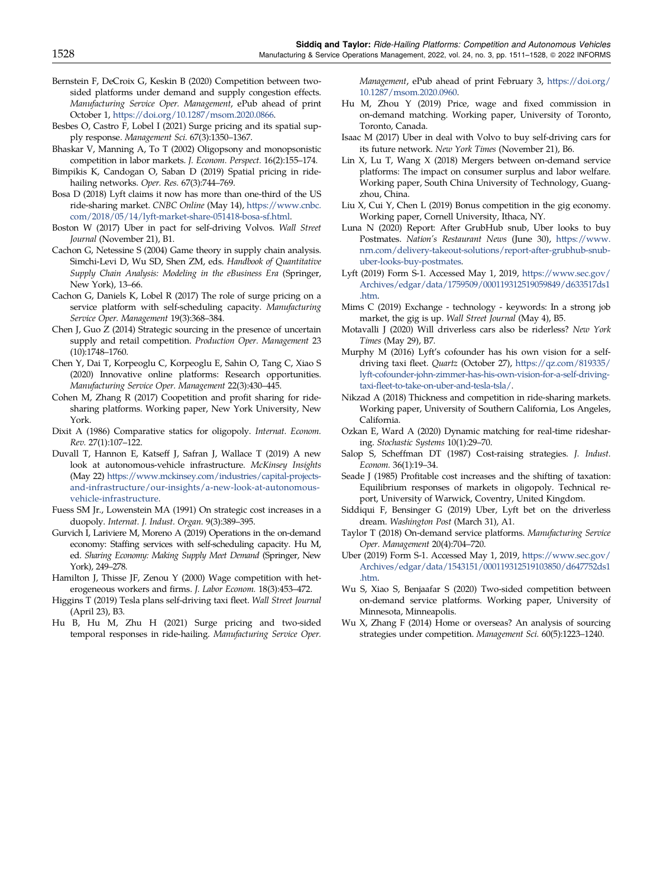Bernstein F, DeCroix G, Keskin B (2020) Competition between two-sided platforms under demand and supply congestion effects. *Manufacturing Service Oper. Management*, ePub ahead of print October 1, https://doi.org/10.1287/msom.2020.0866.

Besbes O, Castro F, Lobel I (2021) Surge pricing and its spatial supply response. *Management Sci.* 67(3):1350–1367.

Bhaskar V, Manning A, To T (2002) Oligopsony and monopsonistic competition in labor markets. *J. Econom. Perspect.* 16(2):155–174.

Bimpikis K, Candogan O, Saban D (2019) Spatial pricing in ride-hailing networks. *Oper. Res.* 67(3):744–769.

Bosa D (2018) Lyft claims it now has more than one-third of the US ride-sharing market. *CNBC Online* (May 14), https://www.cnbc.com/2018/05/14/lyft-market-share-051418-bosa-sf.html.

Boston W (2017) Uber in pact for self-driving Volvos. *Wall Street Journal* (November 21), B1.

Cachon G, Netessine S (2004) Game theory in supply chain analysis. Simchi-Levi D, Wu SD, Shen ZM, eds. *Handbook of Quantitative Supply Chain Analysis: Modeling in the eBusiness Era* (Springer, New York), 13–66.

Cachon G, Daniels K, Lobel R (2017) The role of surge pricing on a service platform with self-scheduling capacity. *Manufacturing Service Oper. Management* 19(3):368–384.

Chen J, Guo Z (2014) Strategic sourcing in the presence of uncertain supply and retail competition. *Production Oper. Management* 23 (10):1748–1760.

Chen Y, Dai T, Korpeoglu C, Korpeoglu E, Sahin O, Tang C, Xiao S (2020) Innovative online platforms: Research opportunities. *Manufacturing Service Oper. Management* 22(3):430–445.

Cohen M, Zhang R (2017) Coopetition and profit sharing for ride-sharing platforms. Working paper, New York University, New York.

Dixit A (1986) Comparative statics for oligopoly. *Internat. Econom. Rev.* 27(1):107–122.

Duvall T, Hannon E, Katseff J, Safran J, Wallace T (2019) A new look at autonomous-vehicle infrastructure. *McKinsey Insights* (May 22) https://www.mckinsey.com/industries/capital-projects-and-infrastructure/our-insights/a-new-look-at-autonomous-vehicle-infrastructure.

Fuess SM Jr., Lowenstein MA (1991) On strategic cost increases in a duopoly. *Internat. J. Indust. Organ.* 9(3):389–395.

Gurvich I, Lariviere M, Moreno A (2019) Operations in the on-demand economy: Staffing services with self-scheduling capacity. Hu M, ed. *Sharing Economy: Making Supply Meet Demand* (Springer, New York), 249–278.

Hamilton J, Thisse JF, Zenou Y (2000) Wage competition with heterogeneous workers and firms. *J. Labor Econom.* 18(3):453–472.

Higgins T (2019) Tesla plans self-driving taxi fleet. *Wall Street Journal* (April 23), B3.

Hu B, Hu M, Zhu H (2021) Surge pricing and two-sided temporal responses in ride-hailing. *Manufacturing Service Oper. Management*, ePub ahead of print February 3, https://doi.org/10.1287/msom.2020.0960.

Hu M, Zhou Y (2019) Price, wage and fixed commission in on-demand matching. Working paper, University of Toronto, Toronto, Canada.

Isaac M (2017) Uber in deal with Volvo to buy self-driving cars for its future network. *New York Times* (November 21), B6.

Lin X, Lu T, Wang X (2018) Mergers between on-demand service platforms: The impact on consumer surplus and labor welfare. Working paper, South China University of Technology, Guangzhou, China.

Liu X, Cui Y, Chen L (2019) Bonus competition in the gig economy. Working paper, Cornell University, Ithaca, NY.

Luna N (2020) Report: After GrubHub snub, Uber looks to buy Postmates. *Nation's Restaurant News* (June 30), https://www.nrn.com/delivery-takeout-solutions/report-after-grubhub-snub-uber-looks-buy-postmates.

Lyft (2019) Form S-1. Accessed May 1, 2019, https://www.sec.gov/Archives/edgar/data/1759509/000119312519059849/d633517ds1.htm.

Mims C (2019) Exchange - technology - keywords: In a strong job market, the gig is up. *Wall Street Journal* (May 4), B5.

Motavalli J (2020) Will driverless cars also be riderless? *New York Times* (May 29), B7.

Murphy M (2016) Lyft's cofounder has his own vision for a self-driving taxi fleet. *Quartz* (October 27), https://qz.com/819335/lyft-cofounder-john-zimmer-has-his-own-vision-for-a-self-driving-taxi-fleet-to-take-on-uber-and-tesla-tsla/.

Nikzad A (2018) Thickness and competition in ride-sharing markets. Working paper, University of Southern California, Los Angeles, California.

Ozkan E, Ward A (2020) Dynamic matching for real-time ridesharing. *Stochastic Systems* 10(1):29–70.

Salop S, Scheffman DT (1987) Cost-raising strategies. *J. Indust. Econom.* 36(1):19–34.

Seade J (1985) Profitable cost increases and the shifting of taxation: Equilibrium responses of markets in oligopoly. Technical report, University of Warwick, Coventry, United Kingdom.

Siddiqui F, Bensinger G (2019) Uber, Lyft bet on the driverless dream. *Washington Post* (March 31), A1.

Taylor T (2018) On-demand service platforms. *Manufacturing Service Oper. Management* 20(4):704–720.

Uber (2019) Form S-1. Accessed May 1, 2019, https://www.sec.gov/Archives/edgar/data/1543151/000119312519103850/d647752ds1.htm.

Wu S, Xiao S, Benjaafar S (2020) Two-sided competition between on-demand service platforms. Working paper, University of Minnesota, Minneapolis.

Wu X, Zhang F (2014) Home or overseas? An analysis of sourcing strategies under competition. *Management Sci.* 60(5):1223–1240.